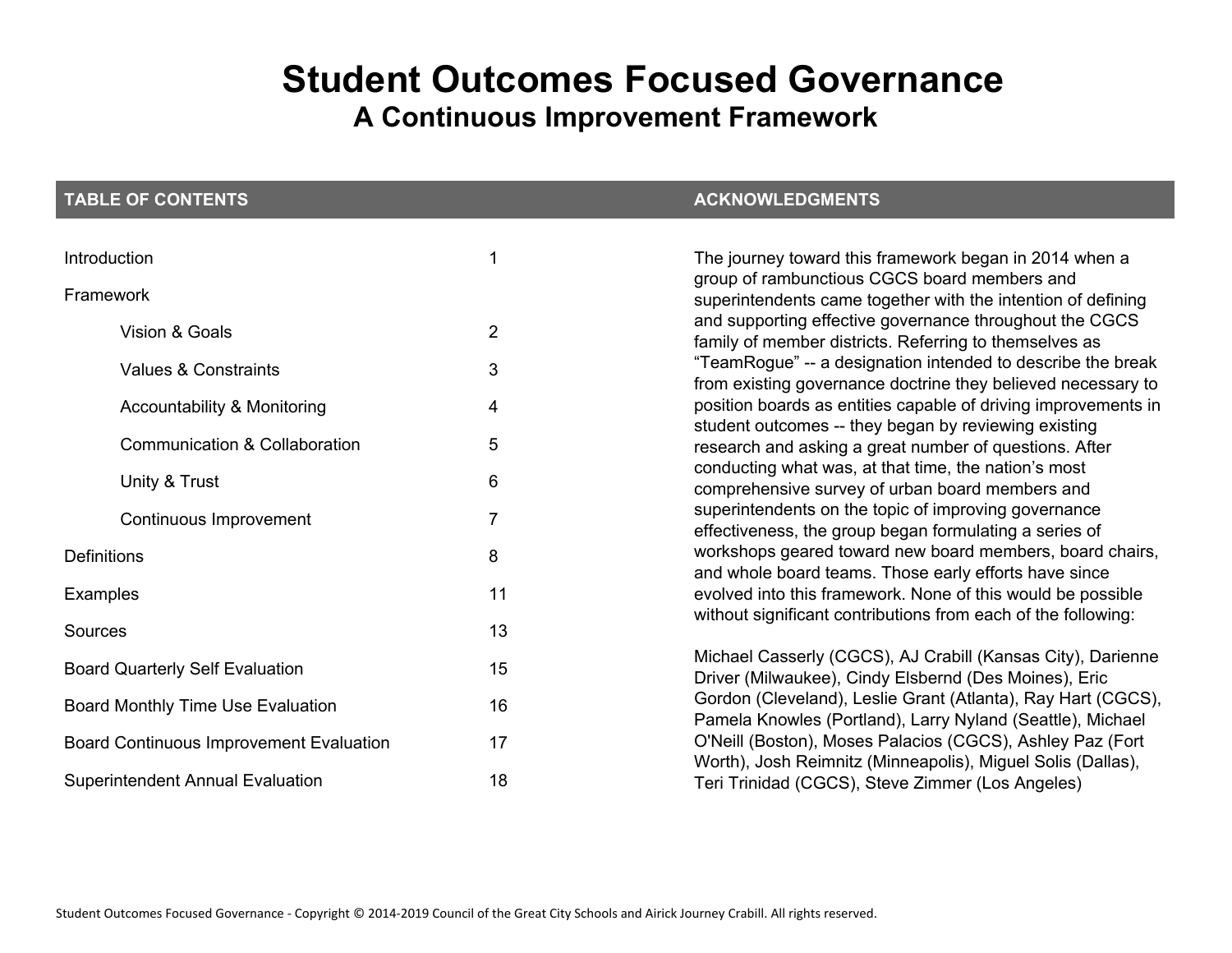# Student Outcomes Focused Governance

## A Continuous Improvement Framework

## TABLE OF CONTENTS

| | |
|---|---|
| Introduction | 1 |
| Framework | |
| Vision & Goals | 2 |
| Values & Constraints | 3 |
| Accountability & Monitoring | 4 |
| Communication & Collaboration | 5 |
| Unity & Trust | 6 |
| Continuous Improvement | 7 |
| Definitions | 8 |
| Examples | 11 |
| Sources | 13 |
| Board Quarterly Self Evaluation | 15 |
| Board Monthly Time Use Evaluation | 16 |
| Board Continuous Improvement Evaluation | 17 |
| Superintendent Annual Evaluation | 18 |

## ACKNOWLEDGMENTS

The journey toward this framework began in 2014 when a group of rambunctious CGCS board members and superintendents came together with the intention of defining and supporting effective governance throughout the CGCS family of member districts. Referring to themselves as "TeamRogue" -- a designation intended to describe the break from existing governance doctrine they believed necessary to position boards as entities capable of driving improvements in student outcomes -- they began by reviewing existing research and asking a great number of questions. After conducting what was, at that time, the nation's most comprehensive survey of urban board members and superintendents on the topic of improving governance effectiveness, the group began formulating a series of workshops geared toward new board members, board chairs, and whole board teams. Those early efforts have since evolved into this framework. None of this would be possible without significant contributions from each of the following:

Michael Casserly (CGCS), AJ Crabill (Kansas City), Darienne Driver (Milwaukee), Cindy Elsbernd (Des Moines), Eric Gordon (Cleveland), Leslie Grant (Atlanta), Ray Hart (CGCS), Pamela Knowles (Portland), Larry Nyland (Seattle), Michael O'Neill (Boston), Moses Palacios (CGCS), Ashley Paz (Fort Worth), Josh Reimnitz (Minneapolis), Miguel Solis (Dallas), Teri Trinidad (CGCS), Steve Zimmer (Los Angeles)

Student Outcomes Focused Governance - Copyright © 2014-2019 Council of the Great City Schools and Airick Journey Crabill. All rights reserved.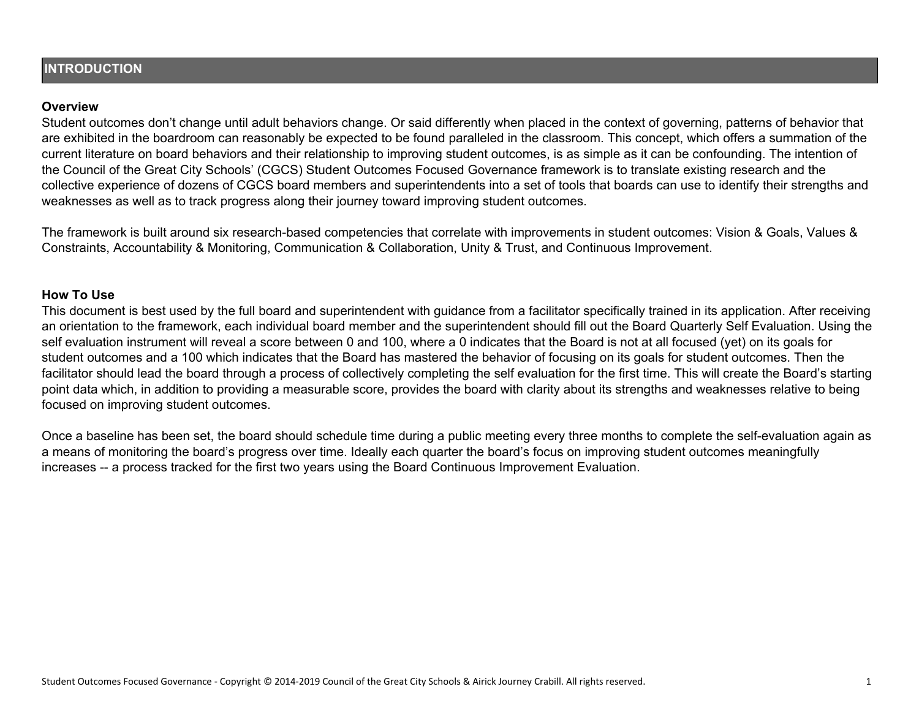# INTRODUCTION

### Overview

Student outcomes don't change until adult behaviors change. Or said differently when placed in the context of governing, patterns of behavior that are exhibited in the boardroom can reasonably be expected to be found paralleled in the classroom. This concept, which offers a summation of the current literature on board behaviors and their relationship to improving student outcomes, is as simple as it can be confounding. The intention of the Council of the Great City Schools' (CGCS) Student Outcomes Focused Governance framework is to translate existing research and the collective experience of dozens of CGCS board members and superintendents into a set of tools that boards can use to identify their strengths and weaknesses as well as to track progress along their journey toward improving student outcomes.

The framework is built around six research-based competencies that correlate with improvements in student outcomes: Vision & Goals, Values & Constraints, Accountability & Monitoring, Communication & Collaboration, Unity & Trust, and Continuous Improvement.

### How To Use

This document is best used by the full board and superintendent with guidance from a facilitator specifically trained in its application. After receiving an orientation to the framework, each individual board member and the superintendent should fill out the Board Quarterly Self Evaluation. Using the self evaluation instrument will reveal a score between 0 and 100, where a 0 indicates that the Board is not at all focused (yet) on its goals for student outcomes and a 100 which indicates that the Board has mastered the behavior of focusing on its goals for student outcomes. Then the facilitator should lead the board through a process of collectively completing the self evaluation for the first time. This will create the Board's starting point data which, in addition to providing a measurable score, provides the board with clarity about its strengths and weaknesses relative to being focused on improving student outcomes.

Once a baseline has been set, the board should schedule time during a public meeting every three months to complete the self-evaluation again as a means of monitoring the board's progress over time. Ideally each quarter the board's focus on improving student outcomes meaningfully increases -- a process tracked for the first two years using the Board Continuous Improvement Evaluation.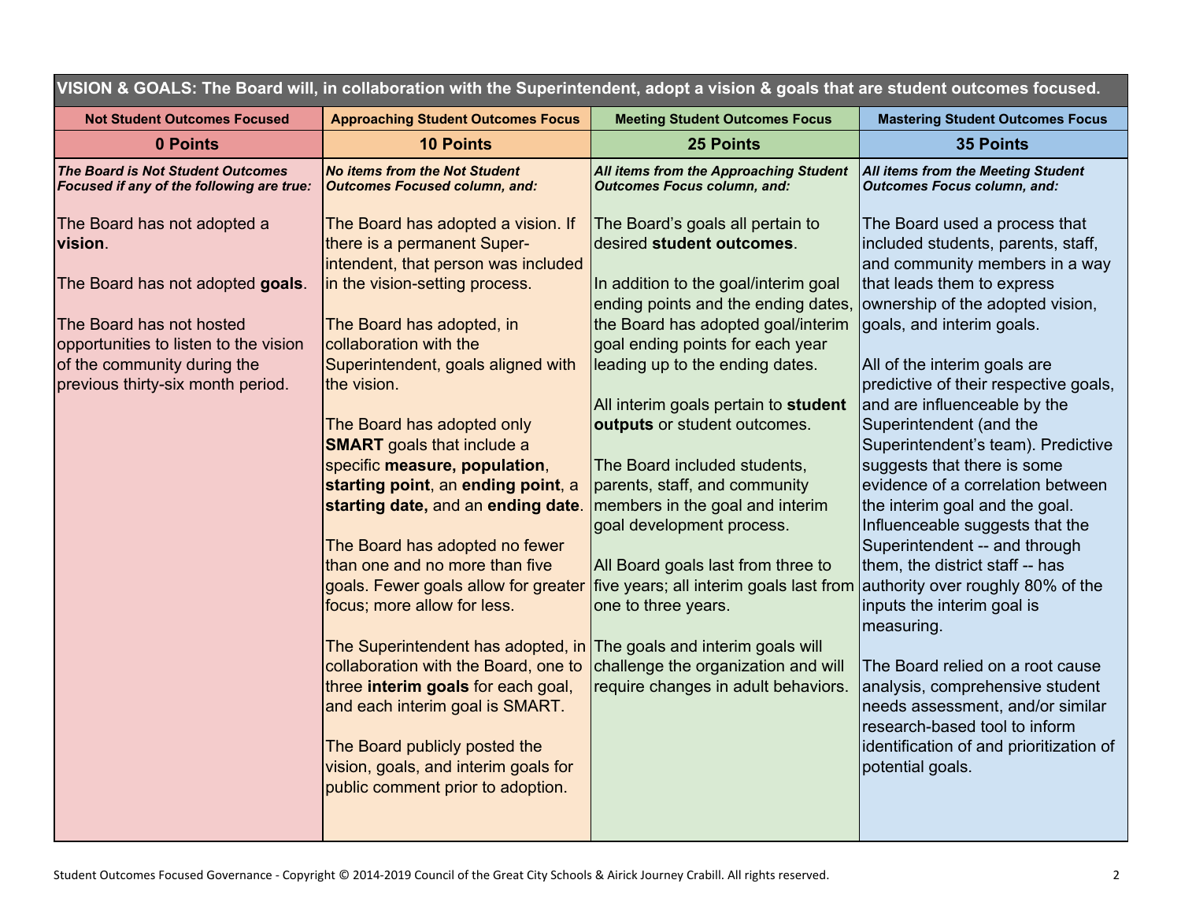| VISION & GOALS: The Board will, in collaboration with the Superintendent, adopt a vision & goals that are student outcomes focused. | | | |
|---|---|---|---|
| **Not Student Outcomes Focused** | **Approaching Student Outcomes Focus** | **Meeting Student Outcomes Focus** | **Mastering Student Outcomes Focus** |
| **0 Points** | **10 Points** | **25 Points** | **35 Points** |
| ***The Board is Not Student Outcomes Focused if any of the following are true:***<br><br>The Board has not adopted a **vision**.<br><br>The Board has not adopted **goals**.<br><br>The Board has not hosted opportunities to listen to the vision of the community during the previous thirty-six month period. | ***No items from the Not Student Outcomes Focused column, and:***<br><br>The Board has adopted a vision. If there is a permanent Superintendent, that person was included in the vision-setting process.<br><br>The Board has adopted, in collaboration with the Superintendent, goals aligned with the vision.<br><br>The Board has adopted only **SMART** goals that include a specific **measure, population**, **starting point**, an **ending point**, a **starting date,** and an **ending date**.<br><br>The Board has adopted no fewer than one and no more than five goals. Fewer goals allow for greater focus; more allow for less.<br><br>The Superintendent has adopted, in collaboration with the Board, one to three **interim goals** for each goal, and each interim goal is SMART.<br><br>The Board publicly posted the vision, goals, and interim goals for public comment prior to adoption. | ***All items from the Approaching Student Outcomes Focus column, and:***<br><br>The Board's goals all pertain to desired **student outcomes**.<br><br>In addition to the goal/interim goal ending points and the ending dates, the Board has adopted goal/interim goal ending points for each year leading up to the ending dates.<br><br>All interim goals pertain to **student outputs** or student outcomes.<br><br>The Board included students, parents, staff, and community members in the goal and interim goal development process.<br><br>All Board goals last from three to five years; all interim goals last from one to three years.<br><br>The goals and interim goals will challenge the organization and will require changes in adult behaviors. | ***All items from the Meeting Student Outcomes Focus column, and:***<br><br>The Board used a process that included students, parents, staff, and community members in a way that leads them to express ownership of the adopted vision, goals, and interim goals.<br><br>All of the interim goals are predictive of their respective goals, and are influenceable by the Superintendent (and the Superintendent's team). Predictive suggests that there is some evidence of a correlation between the interim goal and the goal. Influenceable suggests that the Superintendent -- and through them, the district staff -- has authority over roughly 80% of the inputs the interim goal is measuring.<br><br>The Board relied on a root cause analysis, comprehensive student needs assessment, and/or similar research-based tool to inform identification of and prioritization of potential goals. |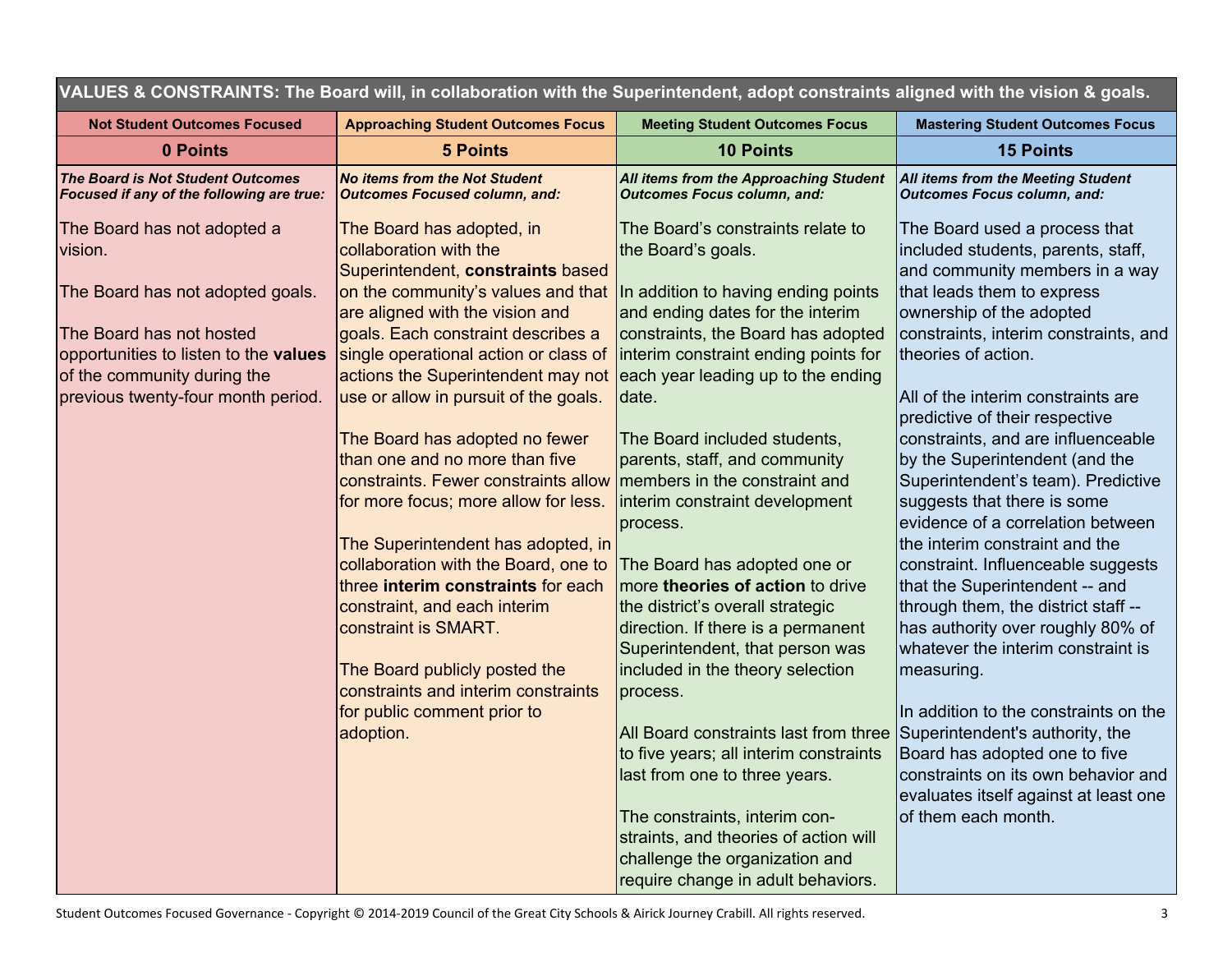| VALUES & CONSTRAINTS: The Board will, in collaboration with the Superintendent, adopt constraints aligned with the vision & goals. | | | |
|---|---|---|---|
| **Not Student Outcomes Focused** | **Approaching Student Outcomes Focus** | **Meeting Student Outcomes Focus** | **Mastering Student Outcomes Focus** |
| **0 Points** | **5 Points** | **10 Points** | **15 Points** |
| ***The Board is Not Student Outcomes Focused if any of the following are true:*** <br><br> The Board has not adopted a vision. <br><br> The Board has not adopted goals. <br><br> The Board has not hosted opportunities to listen to the **values** of the community during the previous twenty-four month period. | ***No items from the Not Student Outcomes Focused column, and:*** <br><br> The Board has adopted, in collaboration with the Superintendent, **constraints** based on the community's values and that are aligned with the vision and goals. Each constraint describes a single operational action or class of actions the Superintendent may not use or allow in pursuit of the goals. <br><br> The Board has adopted no fewer than one and no more than five constraints. Fewer constraints allow for more focus; more allow for less. <br><br> The Superintendent has adopted, in collaboration with the Board, one to three **interim constraints** for each constraint, and each interim constraint is SMART. <br><br> The Board publicly posted the constraints and interim constraints for public comment prior to adoption. | ***All items from the Approaching Student Outcomes Focus column, and:*** <br><br> The Board's constraints relate to the Board's goals. <br><br> In addition to having ending points and ending dates for the interim constraints, the Board has adopted interim constraint ending points for each year leading up to the ending date. <br><br> The Board included students, parents, staff, and community members in the constraint and interim constraint development process. <br><br> The Board has adopted one or more **theories of action** to drive the district's overall strategic direction. If there is a permanent Superintendent, that person was included in the theory selection process. <br><br> All Board constraints last from three to five years; all interim constraints last from one to three years. <br><br> The constraints, interim constraints, and theories of action will challenge the organization and require change in adult behaviors. | ***All items from the Meeting Student Outcomes Focus column, and:*** <br><br> The Board used a process that included students, parents, staff, and community members in a way that leads them to express ownership of the adopted constraints, interim constraints, and theories of action. <br><br> All of the interim constraints are predictive of their respective constraints, and are influenceable by the Superintendent (and the Superintendent's team). Predictive suggests that there is some evidence of a correlation between the interim constraint and the constraint. Influenceable suggests that the Superintendent -- and through them, the district staff -- has authority over roughly 80% of whatever the interim constraint is measuring. <br><br> In addition to the constraints on the Superintendent's authority, the Board has adopted one to five constraints on its own behavior and evaluates itself against at least one of them each month. |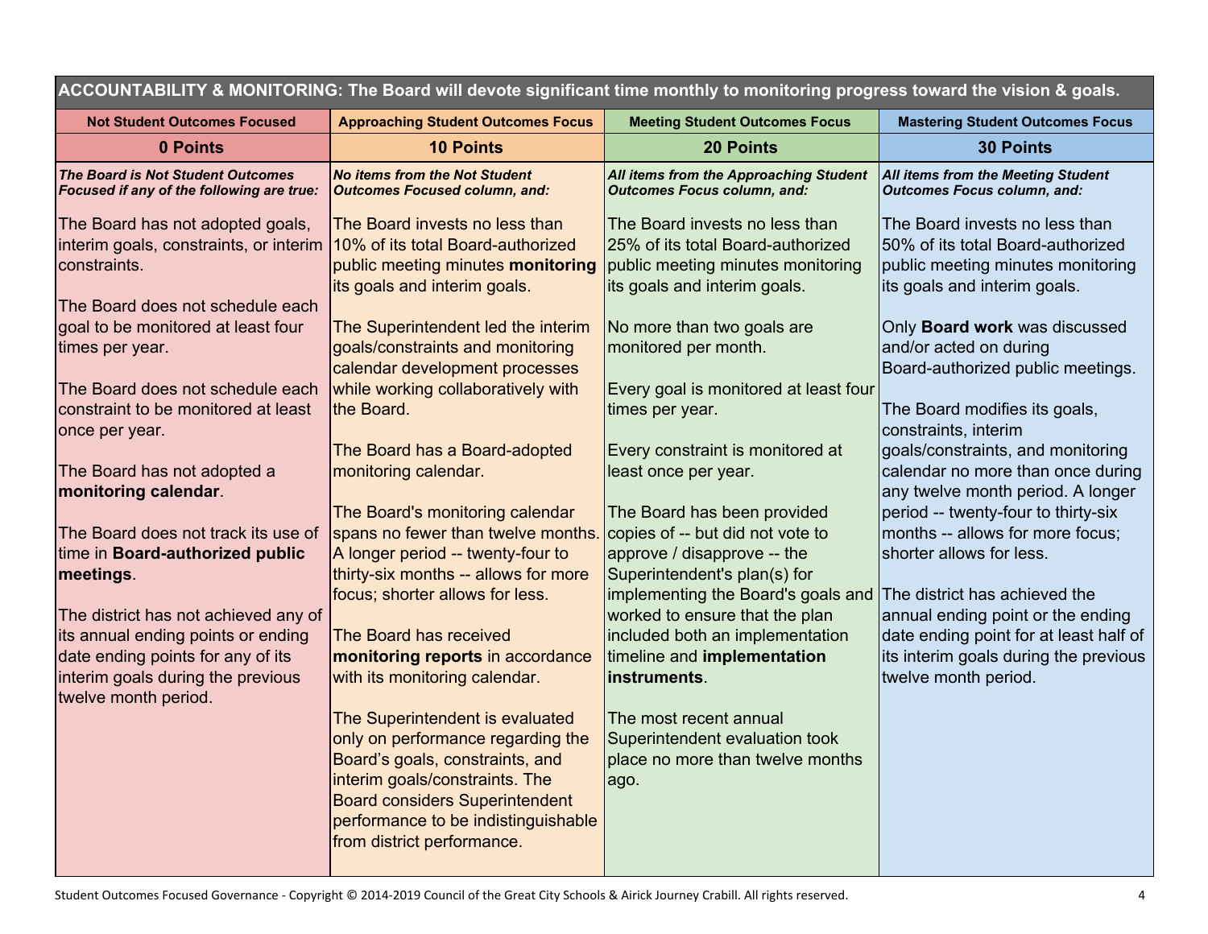| ACCOUNTABILITY & MONITORING: The Board will devote significant time monthly to monitoring progress toward the vision & goals. | | | |
|---|---|---|---|
| **Not Student Outcomes Focused** | **Approaching Student Outcomes Focus** | **Meeting Student Outcomes Focus** | **Mastering Student Outcomes Focus** |
| **0 Points** | **10 Points** | **20 Points** | **30 Points** |
| ***The Board is Not Student Outcomes Focused if any of the following are true:*** | ***No items from the Not Student Outcomes Focused column, and:*** | ***All items from the Approaching Student Outcomes Focus column, and:*** | ***All items from the Meeting Student Outcomes Focus column, and:*** |
| The Board has not adopted goals, interim goals, constraints, or interim constraints.<br><br>The Board does not schedule each goal to be monitored at least four times per year.<br><br>The Board does not schedule each constraint to be monitored at least once per year.<br><br>The Board has not adopted a **monitoring calendar**.<br><br>The Board does not track its use of time in **Board-authorized public meetings**.<br><br>The district has not achieved any of its annual ending points or ending date ending points for any of its interim goals during the previous twelve month period. | The Board invests no less than 10% of its total Board-authorized public meeting minutes **monitoring** its goals and interim goals.<br><br>The Superintendent led the interim goals/constraints and monitoring calendar development processes while working collaboratively with the Board.<br><br>The Board has a Board-adopted monitoring calendar.<br><br>The Board's monitoring calendar spans no fewer than twelve months. A longer period -- twenty-four to thirty-six months -- allows for more focus; shorter allows for less.<br><br>The Board has received **monitoring reports** in accordance with its monitoring calendar.<br><br>The Superintendent is evaluated only on performance regarding the Board's goals, constraints, and interim goals/constraints. The Board considers Superintendent performance to be indistinguishable from district performance. | The Board invests no less than 25% of its total Board-authorized public meeting minutes monitoring its goals and interim goals.<br><br>No more than two goals are monitored per month.<br><br>Every goal is monitored at least four times per year.<br><br>Every constraint is monitored at least once per year.<br><br>The Board has been provided copies of -- but did not vote to approve / disapprove -- the Superintendent's plan(s) for implementing the Board's goals and worked to ensure that the plan included both an implementation timeline and **implementation instruments**.<br><br>The most recent annual Superintendent evaluation took place no more than twelve months ago. | The Board invests no less than 50% of its total Board-authorized public meeting minutes monitoring its goals and interim goals.<br><br>Only **Board work** was discussed and/or acted on during Board-authorized public meetings.<br><br>The Board modifies its goals, constraints, interim goals/constraints, and monitoring calendar no more than once during any twelve month period. A longer period -- twenty-four to thirty-six months -- allows for more focus; shorter allows for less.<br><br>The district has achieved the annual ending point or the ending date ending point for at least half of its interim goals during the previous twelve month period. |

Student Outcomes Focused Governance - Copyright © 2014-2019 Council of the Great City Schools & Airick Journey Crabill. All rights reserved.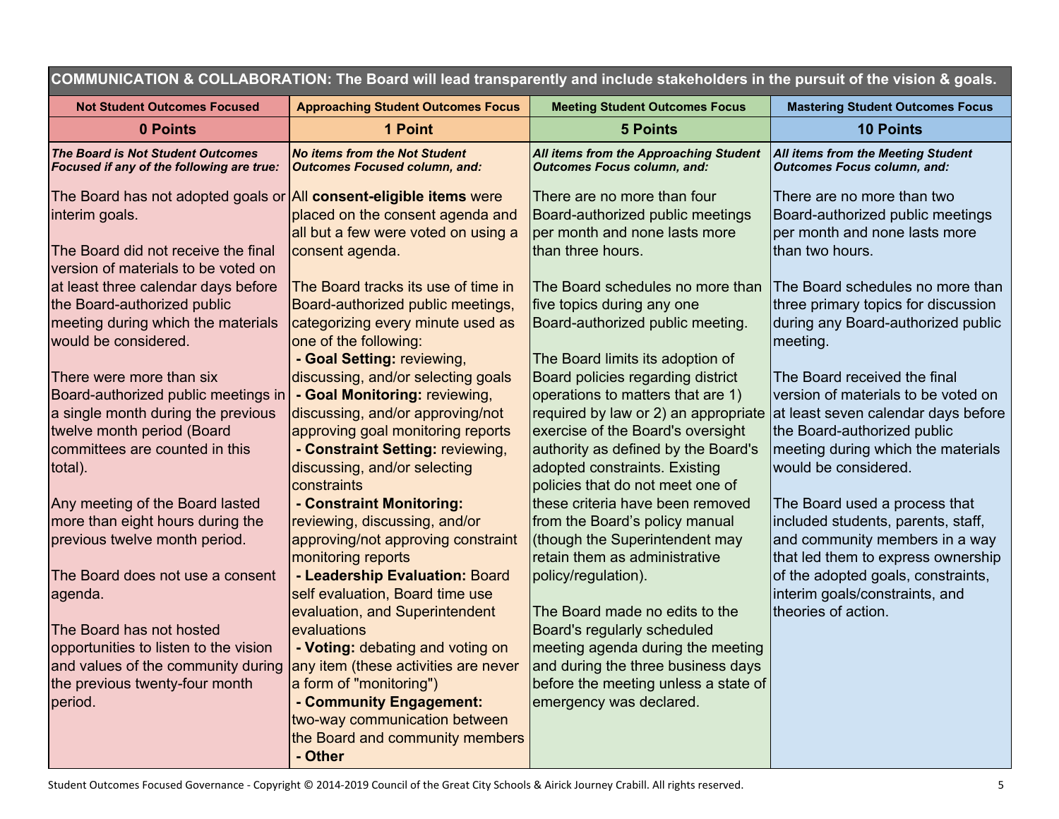| COMMUNICATION & COLLABORATION: The Board will lead transparently and include stakeholders in the pursuit of the vision & goals. | | | |
|---|---|---|---|
| **Not Student Outcomes Focused** | **Approaching Student Outcomes Focus** | **Meeting Student Outcomes Focus** | **Mastering Student Outcomes Focus** |
| **0 Points** | **1 Point** | **5 Points** | **10 Points** |
| ***The Board is Not Student Outcomes Focused if any of the following are true:*** | ***No items from the Not Student Outcomes Focused column, and:*** | ***All items from the Approaching Student Outcomes Focus column, and:*** | ***All items from the Meeting Student Outcomes Focus column, and:*** |
| The Board has not adopted goals or interim goals.<br><br>The Board did not receive the final version of materials to be voted on at least three calendar days before the Board-authorized public meeting during which the materials would be considered.<br><br>There were more than six Board-authorized public meetings in a single month during the previous twelve month period (Board committees are counted in this total).<br><br>Any meeting of the Board lasted more than eight hours during the previous twelve month period.<br><br>The Board does not use a consent agenda.<br><br>The Board has not hosted opportunities to listen to the vision and values of the community during the previous twenty-four month period. | All **consent-eligible items** were placed on the consent agenda and all but a few were voted on using a consent agenda.<br><br>The Board tracks its use of time in Board-authorized public meetings, categorizing every minute used as one of the following:<br>- **Goal Setting:** reviewing, discussing, and/or selecting goals<br>- **Goal Monitoring:** reviewing, discussing, and/or approving/not approving goal monitoring reports<br>- **Constraint Setting:** reviewing, discussing, and/or selecting constraints<br>- **Constraint Monitoring:** reviewing, discussing, and/or approving/not approving constraint monitoring reports<br>- **Leadership Evaluation:** Board self evaluation, Board time use evaluation, and Superintendent evaluations<br>- **Voting:** debating and voting on any item (these activities are never a form of "monitoring")<br>- **Community Engagement:** two-way communication between the Board and community members<br>- **Other** | There are no more than four Board-authorized public meetings per month and none lasts more than three hours.<br><br>The Board schedules no more than five topics during any one Board-authorized public meeting.<br><br>The Board limits its adoption of Board policies regarding district operations to matters that are 1) required by law or 2) an appropriate exercise of the Board's oversight authority as defined by the Board's adopted constraints. Existing policies that do not meet one of these criteria have been removed from the Board's policy manual (though the Superintendent may retain them as administrative policy/regulation).<br><br>The Board made no edits to the Board's regularly scheduled meeting agenda during the meeting and during the three business days before the meeting unless a state of emergency was declared. | There are no more than two Board-authorized public meetings per month and none lasts more than two hours.<br><br>The Board schedules no more than three primary topics for discussion during any Board-authorized public meeting.<br><br>The Board received the final version of materials to be voted on at least seven calendar days before the Board-authorized public meeting during which the materials would be considered.<br><br>The Board used a process that included students, parents, staff, and community members in a way that led them to express ownership of the adopted goals, constraints, interim goals/constraints, and theories of action. |

Student Outcomes Focused Governance - Copyright © 2014-2019 Council of the Great City Schools & Airick Journey Crabill. All rights reserved.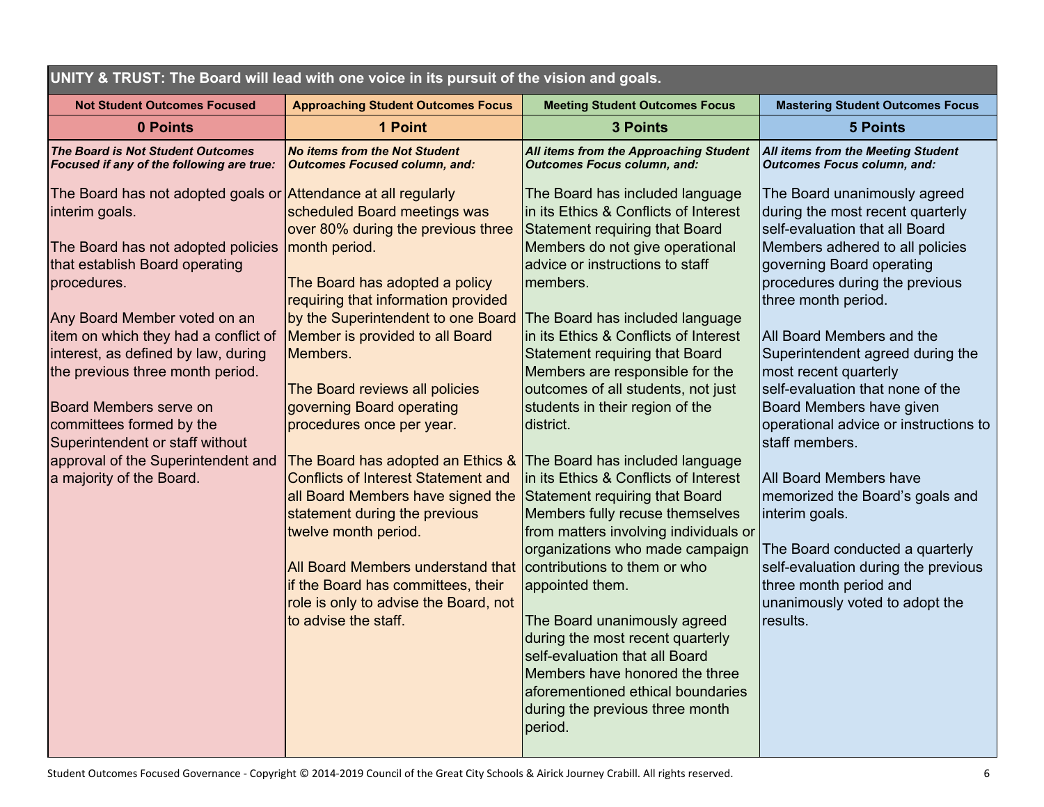| UNITY & TRUST: The Board will lead with one voice in its pursuit of the vision and goals. | | | |
|---|---|---|---|
| **Not Student Outcomes Focused** | **Approaching Student Outcomes Focus** | **Meeting Student Outcomes Focus** | **Mastering Student Outcomes Focus** |
| **0 Points** | **1 Point** | **3 Points** | **5 Points** |
| ***The Board is Not Student Outcomes Focused if any of the following are true:*** | ***No items from the Not Student Outcomes Focused column, and:*** | ***All items from the Approaching Student Outcomes Focus column, and:*** | ***All items from the Meeting Student Outcomes Focus column, and:*** |
| The Board has not adopted goals or interim goals.<br><br>The Board has not adopted policies that establish Board operating procedures.<br><br>Any Board Member voted on an item on which they had a conflict of interest, as defined by law, during the previous three month period.<br><br>Board Members serve on committees formed by the Superintendent or staff without approval of the Superintendent and a majority of the Board. | Attendance at all regularly scheduled Board meetings was over 80% during the previous three month period.<br><br>The Board has adopted a policy requiring that information provided by the Superintendent to one Board Member is provided to all Board Members.<br><br>The Board reviews all policies governing Board operating procedures once per year.<br><br>The Board has adopted an Ethics & Conflicts of Interest Statement and all Board Members have signed the statement during the previous twelve month period.<br><br>All Board Members understand that if the Board has committees, their role is only to advise the Board, not to advise the staff. | The Board has included language in its Ethics & Conflicts of Interest Statement requiring that Board Members do not give operational advice or instructions to staff members.<br><br>The Board has included language in its Ethics & Conflicts of Interest Statement requiring that Board Members are responsible for the outcomes of all students, not just students in their region of the district.<br><br>The Board has included language in its Ethics & Conflicts of Interest Statement requiring that Board Members fully recuse themselves from matters involving individuals or organizations who made campaign contributions to them or who appointed them.<br><br>The Board unanimously agreed during the most recent quarterly self-evaluation that all Board Members have honored the three aforementioned ethical boundaries during the previous three month period. | The Board unanimously agreed during the most recent quarterly self-evaluation that all Board Members adhered to all policies governing Board operating procedures during the previous three month period.<br><br>All Board Members and the Superintendent agreed during the most recent quarterly self-evaluation that none of the Board Members have given operational advice or instructions to staff members.<br><br>All Board Members have memorized the Board's goals and interim goals.<br><br>The Board conducted a quarterly self-evaluation during the previous three month period and unanimously voted to adopt the results. |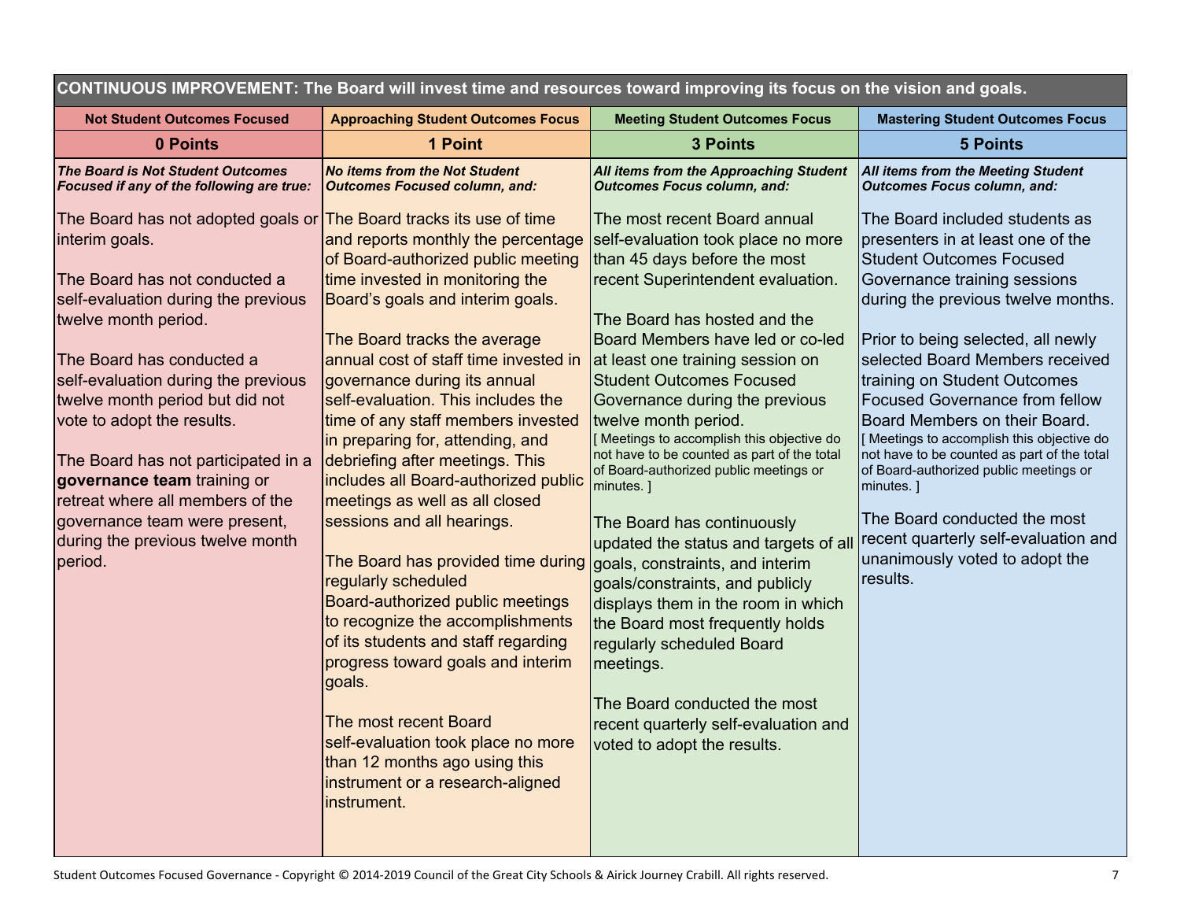| CONTINUOUS IMPROVEMENT: The Board will invest time and resources toward improving its focus on the vision and goals. | | | |
|---|---|---|---|
| **Not Student Outcomes Focused** | **Approaching Student Outcomes Focus** | **Meeting Student Outcomes Focus** | **Mastering Student Outcomes Focus** |
| **0 Points** | **1 Point** | **3 Points** | **5 Points** |
| ***The Board is Not Student Outcomes Focused if any of the following are true:*** | ***No items from the Not Student Outcomes Focused column, and:*** | ***All items from the Approaching Student Outcomes Focus column, and:*** | ***All items from the Meeting Student Outcomes Focus column, and:*** |
| The Board has not adopted goals or interim goals.<br><br>The Board has not conducted a self-evaluation during the previous twelve month period.<br><br>The Board has conducted a self-evaluation during the previous twelve month period but did not vote to adopt the results.<br><br>The Board has not participated in a **governance team** training or retreat where all members of the governance team were present, during the previous twelve month period. | The Board tracks its use of time and reports monthly the percentage of Board-authorized public meeting time invested in monitoring the Board's goals and interim goals.<br><br>The Board tracks the average annual cost of staff time invested in governance during its annual self-evaluation. This includes the time of any staff members invested in preparing for, attending, and debriefing after meetings. This includes all Board-authorized public meetings as well as all closed sessions and all hearings.<br><br>The Board has provided time during regularly scheduled Board-authorized public meetings to recognize the accomplishments of its students and staff regarding progress toward goals and interim goals.<br><br>The most recent Board self-evaluation took place no more than 12 months ago using this instrument or a research-aligned instrument. | The most recent Board annual self-evaluation took place no more than 45 days before the most recent Superintendent evaluation.<br><br>The Board has hosted and the Board Members have led or co-led at least one training session on Student Outcomes Focused Governance during the previous twelve month period.<br>[ Meetings to accomplish this objective do not have to be counted as part of the total of Board-authorized public meetings or minutes. ]<br><br>The Board has continuously updated the status and targets of all goals, constraints, and interim goals/constraints, and publicly displays them in the room in which the Board most frequently holds regularly scheduled Board meetings.<br><br>The Board conducted the most recent quarterly self-evaluation and voted to adopt the results. | The Board included students as presenters in at least one of the Student Outcomes Focused Governance training sessions during the previous twelve months.<br><br>Prior to being selected, all newly selected Board Members received training on Student Outcomes Focused Governance from fellow Board Members on their Board.<br>[ Meetings to accomplish this objective do not have to be counted as part of the total of Board-authorized public meetings or minutes. ]<br><br>The Board conducted the most recent quarterly self-evaluation and unanimously voted to adopt the results. |

Student Outcomes Focused Governance - Copyright © 2014-2019 Council of the Great City Schools & Airick Journey Crabill. All rights reserved.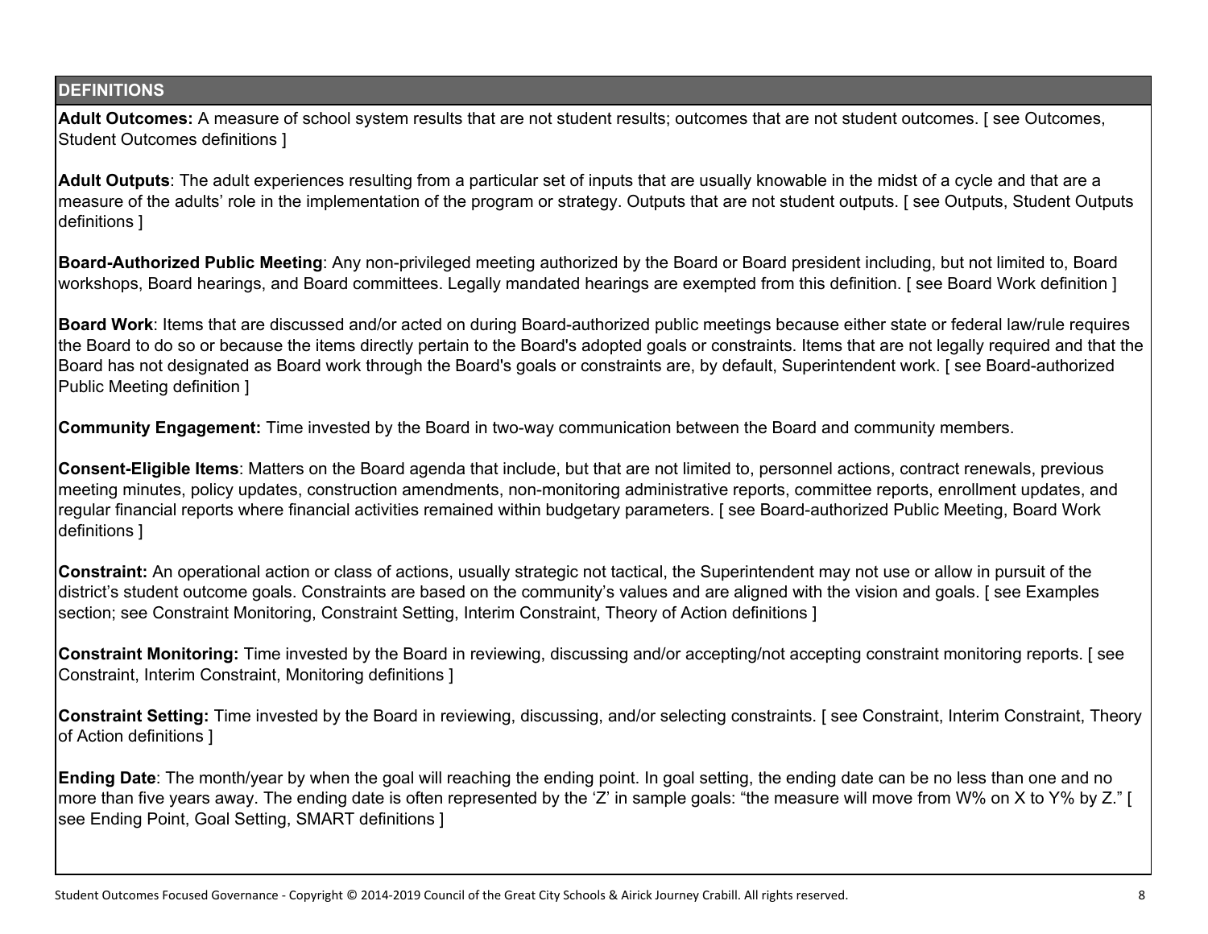## DEFINITIONS

**Adult Outcomes:** A measure of school system results that are not student results; outcomes that are not student outcomes. [ see Outcomes, Student Outcomes definitions ]

**Adult Outputs**: The adult experiences resulting from a particular set of inputs that are usually knowable in the midst of a cycle and that are a measure of the adults' role in the implementation of the program or strategy. Outputs that are not student outputs. [ see Outputs, Student Outputs definitions ]

**Board-Authorized Public Meeting**: Any non-privileged meeting authorized by the Board or Board president including, but not limited to, Board workshops, Board hearings, and Board committees. Legally mandated hearings are exempted from this definition. [ see Board Work definition ]

**Board Work**: Items that are discussed and/or acted on during Board-authorized public meetings because either state or federal law/rule requires the Board to do so or because the items directly pertain to the Board's adopted goals or constraints. Items that are not legally required and that the Board has not designated as Board work through the Board's goals or constraints are, by default, Superintendent work. [ see Board-authorized Public Meeting definition ]

**Community Engagement:** Time invested by the Board in two-way communication between the Board and community members.

**Consent-Eligible Items**: Matters on the Board agenda that include, but that are not limited to, personnel actions, contract renewals, previous meeting minutes, policy updates, construction amendments, non-monitoring administrative reports, committee reports, enrollment updates, and regular financial reports where financial activities remained within budgetary parameters. [ see Board-authorized Public Meeting, Board Work definitions ]

**Constraint:** An operational action or class of actions, usually strategic not tactical, the Superintendent may not use or allow in pursuit of the district's student outcome goals. Constraints are based on the community's values and are aligned with the vision and goals. [ see Examples section; see Constraint Monitoring, Constraint Setting, Interim Constraint, Theory of Action definitions ]

**Constraint Monitoring:** Time invested by the Board in reviewing, discussing and/or accepting/not accepting constraint monitoring reports. [ see Constraint, Interim Constraint, Monitoring definitions ]

**Constraint Setting:** Time invested by the Board in reviewing, discussing, and/or selecting constraints. [ see Constraint, Interim Constraint, Theory of Action definitions ]

**Ending Date**: The month/year by when the goal will reaching the ending point. In goal setting, the ending date can be no less than one and no more than five years away. The ending date is often represented by the 'Z' in sample goals: "the measure will move from W% on X to Y% by Z." [ see Ending Point, Goal Setting, SMART definitions ]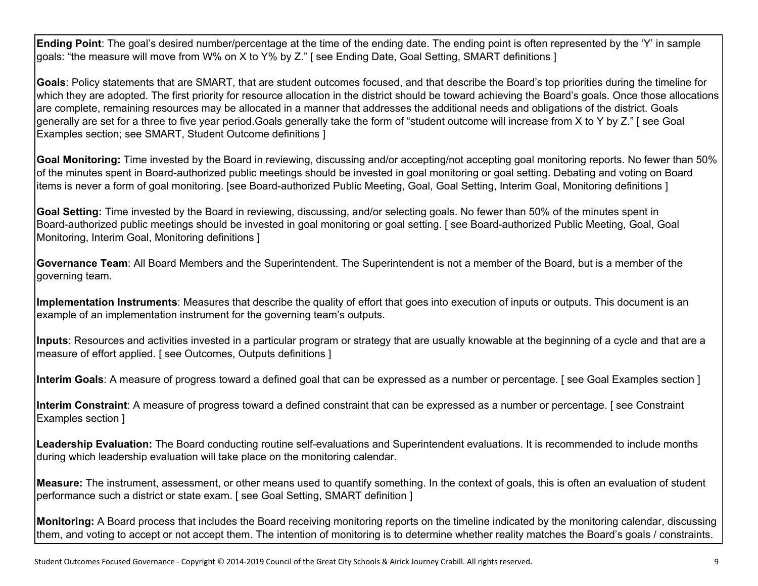**Ending Point**: The goal's desired number/percentage at the time of the ending date. The ending point is often represented by the 'Y' in sample goals: "the measure will move from W% on X to Y% by Z." [ see Ending Date, Goal Setting, SMART definitions ]

**Goals**: Policy statements that are SMART, that are student outcomes focused, and that describe the Board's top priorities during the timeline for which they are adopted. The first priority for resource allocation in the district should be toward achieving the Board's goals. Once those allocations are complete, remaining resources may be allocated in a manner that addresses the additional needs and obligations of the district. Goals generally are set for a three to five year period.Goals generally take the form of "student outcome will increase from X to Y by Z." [ see Goal Examples section; see SMART, Student Outcome definitions ]

**Goal Monitoring:** Time invested by the Board in reviewing, discussing and/or accepting/not accepting goal monitoring reports. No fewer than 50% of the minutes spent in Board-authorized public meetings should be invested in goal monitoring or goal setting. Debating and voting on Board items is never a form of goal monitoring. [see Board-authorized Public Meeting, Goal, Goal Setting, Interim Goal, Monitoring definitions ]

**Goal Setting:** Time invested by the Board in reviewing, discussing, and/or selecting goals. No fewer than 50% of the minutes spent in Board-authorized public meetings should be invested in goal monitoring or goal setting. [ see Board-authorized Public Meeting, Goal, Goal Monitoring, Interim Goal, Monitoring definitions ]

**Governance Team**: All Board Members and the Superintendent. The Superintendent is not a member of the Board, but is a member of the governing team.

**Implementation Instruments**: Measures that describe the quality of effort that goes into execution of inputs or outputs. This document is an example of an implementation instrument for the governing team's outputs.

**Inputs**: Resources and activities invested in a particular program or strategy that are usually knowable at the beginning of a cycle and that are a measure of effort applied. [ see Outcomes, Outputs definitions ]

**Interim Goals**: A measure of progress toward a defined goal that can be expressed as a number or percentage. [ see Goal Examples section ]

**Interim Constraint**: A measure of progress toward a defined constraint that can be expressed as a number or percentage. [ see Constraint Examples section ]

**Leadership Evaluation:** The Board conducting routine self-evaluations and Superintendent evaluations. It is recommended to include months during which leadership evaluation will take place on the monitoring calendar.

**Measure:** The instrument, assessment, or other means used to quantify something. In the context of goals, this is often an evaluation of student performance such a district or state exam. [ see Goal Setting, SMART definition ]

**Monitoring:** A Board process that includes the Board receiving monitoring reports on the timeline indicated by the monitoring calendar, discussing them, and voting to accept or not accept them. The intention of monitoring is to determine whether reality matches the Board's goals / constraints.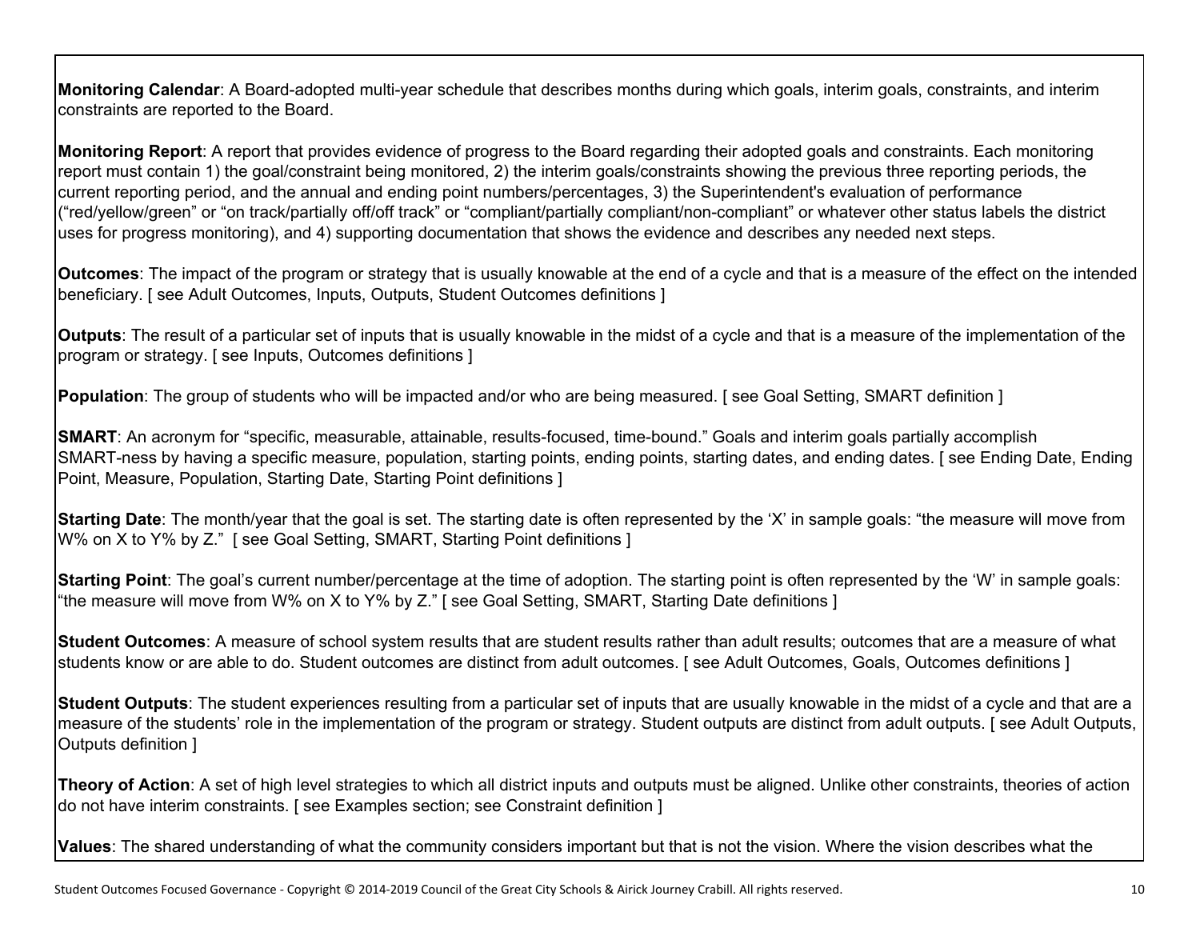**Monitoring Calendar**: A Board-adopted multi-year schedule that describes months during which goals, interim goals, constraints, and interim constraints are reported to the Board.

**Monitoring Report**: A report that provides evidence of progress to the Board regarding their adopted goals and constraints. Each monitoring report must contain 1) the goal/constraint being monitored, 2) the interim goals/constraints showing the previous three reporting periods, the current reporting period, and the annual and ending point numbers/percentages, 3) the Superintendent's evaluation of performance ("red/yellow/green" or "on track/partially off/off track" or "compliant/partially compliant/non-compliant" or whatever other status labels the district uses for progress monitoring), and 4) supporting documentation that shows the evidence and describes any needed next steps.

**Outcomes**: The impact of the program or strategy that is usually knowable at the end of a cycle and that is a measure of the effect on the intended beneficiary. [ see Adult Outcomes, Inputs, Outputs, Student Outcomes definitions ]

**Outputs**: The result of a particular set of inputs that is usually knowable in the midst of a cycle and that is a measure of the implementation of the program or strategy. [ see Inputs, Outcomes definitions ]

**Population**: The group of students who will be impacted and/or who are being measured. [ see Goal Setting, SMART definition ]

**SMART**: An acronym for "specific, measurable, attainable, results-focused, time-bound." Goals and interim goals partially accomplish SMART-ness by having a specific measure, population, starting points, ending points, starting dates, and ending dates. [ see Ending Date, Ending Point, Measure, Population, Starting Date, Starting Point definitions ]

**Starting Date**: The month/year that the goal is set. The starting date is often represented by the 'X' in sample goals: "the measure will move from W% on X to Y% by Z." [ see Goal Setting, SMART, Starting Point definitions ]

**Starting Point**: The goal's current number/percentage at the time of adoption. The starting point is often represented by the 'W' in sample goals: "the measure will move from W% on X to Y% by Z." [ see Goal Setting, SMART, Starting Date definitions ]

**Student Outcomes**: A measure of school system results that are student results rather than adult results; outcomes that are a measure of what students know or are able to do. Student outcomes are distinct from adult outcomes. [ see Adult Outcomes, Goals, Outcomes definitions ]

**Student Outputs**: The student experiences resulting from a particular set of inputs that are usually knowable in the midst of a cycle and that are a measure of the students' role in the implementation of the program or strategy. Student outputs are distinct from adult outputs. [ see Adult Outputs, Outputs definition ]

**Theory of Action**: A set of high level strategies to which all district inputs and outputs must be aligned. Unlike other constraints, theories of action do not have interim constraints. [ see Examples section; see Constraint definition ]

**Values**: The shared understanding of what the community considers important but that is not the vision. Where the vision describes what the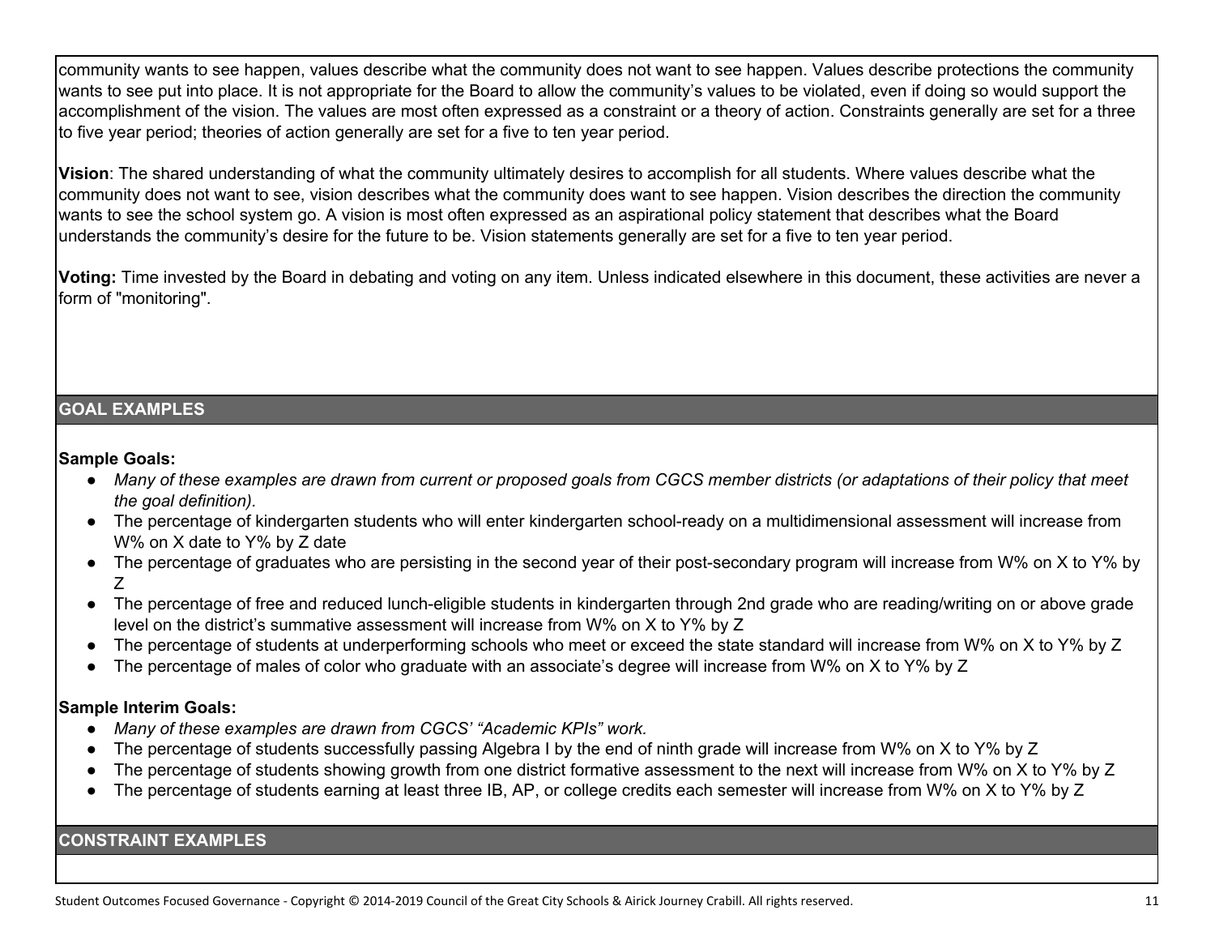community wants to see happen, values describe what the community does not want to see happen. Values describe protections the community wants to see put into place. It is not appropriate for the Board to allow the community's values to be violated, even if doing so would support the accomplishment of the vision. The values are most often expressed as a constraint or a theory of action. Constraints generally are set for a three to five year period; theories of action generally are set for a five to ten year period.

**Vision**: The shared understanding of what the community ultimately desires to accomplish for all students. Where values describe what the community does not want to see, vision describes what the community does want to see happen. Vision describes the direction the community wants to see the school system go. A vision is most often expressed as an aspirational policy statement that describes what the Board understands the community's desire for the future to be. Vision statements generally are set for a five to ten year period.

**Voting:** Time invested by the Board in debating and voting on any item. Unless indicated elsewhere in this document, these activities are never a form of "monitoring".

## GOAL EXAMPLES

**Sample Goals:**

- *Many of these examples are drawn from current or proposed goals from CGCS member districts (or adaptations of their policy that meet the goal definition).*
- The percentage of kindergarten students who will enter kindergarten school-ready on a multidimensional assessment will increase from W% on X date to Y% by Z date
- The percentage of graduates who are persisting in the second year of their post-secondary program will increase from W% on X to Y% by Z
- The percentage of free and reduced lunch-eligible students in kindergarten through 2nd grade who are reading/writing on or above grade level on the district's summative assessment will increase from W% on X to Y% by Z
- The percentage of students at underperforming schools who meet or exceed the state standard will increase from W% on X to Y% by Z
- The percentage of males of color who graduate with an associate's degree will increase from W% on X to Y% by Z

**Sample Interim Goals:**

- *Many of these examples are drawn from CGCS' "Academic KPIs" work.*
- The percentage of students successfully passing Algebra I by the end of ninth grade will increase from W% on X to Y% by Z
- The percentage of students showing growth from one district formative assessment to the next will increase from W% on X to Y% by Z
- The percentage of students earning at least three IB, AP, or college credits each semester will increase from W% on X to Y% by Z

## CONSTRAINT EXAMPLES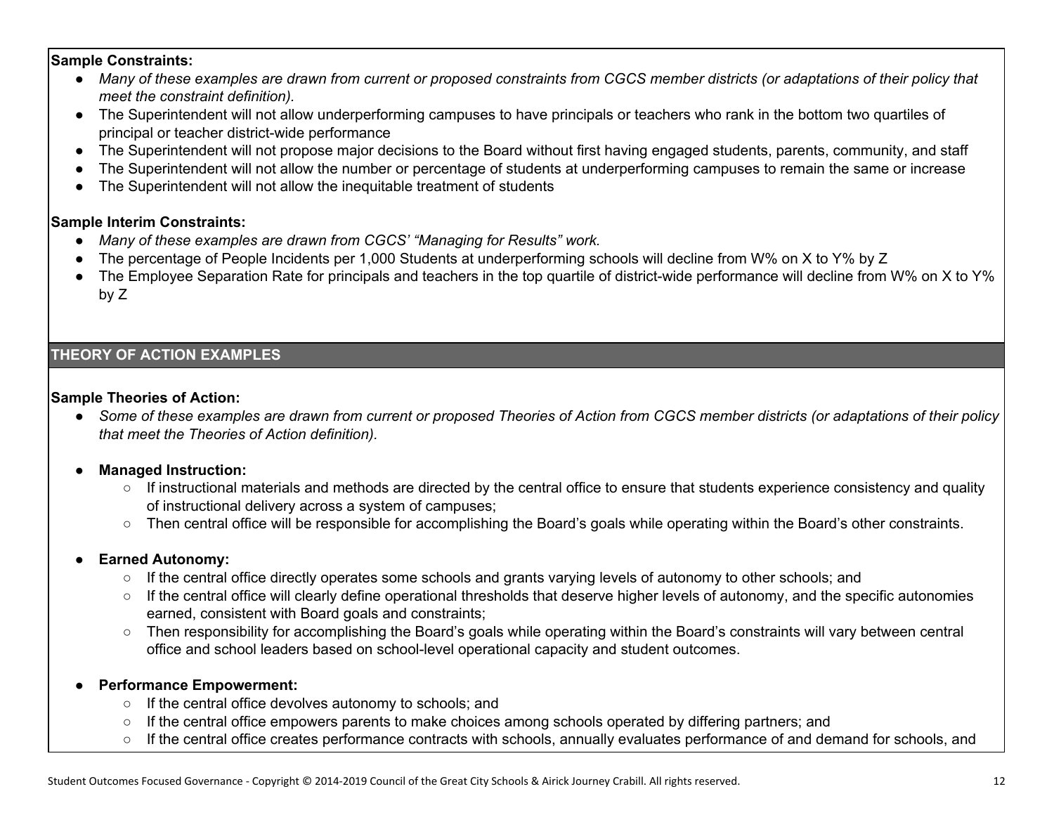**Sample Constraints:**

- *Many of these examples are drawn from current or proposed constraints from CGCS member districts (or adaptations of their policy that meet the constraint definition).*
- The Superintendent will not allow underperforming campuses to have principals or teachers who rank in the bottom two quartiles of principal or teacher district-wide performance
- The Superintendent will not propose major decisions to the Board without first having engaged students, parents, community, and staff
- The Superintendent will not allow the number or percentage of students at underperforming campuses to remain the same or increase
- The Superintendent will not allow the inequitable treatment of students

**Sample Interim Constraints:**

- *Many of these examples are drawn from CGCS' "Managing for Results" work.*
- The percentage of People Incidents per 1,000 Students at underperforming schools will decline from W% on X to Y% by Z
- The Employee Separation Rate for principals and teachers in the top quartile of district-wide performance will decline from W% on X to Y% by Z

## THEORY OF ACTION EXAMPLES

**Sample Theories of Action:**

- *Some of these examples are drawn from current or proposed Theories of Action from CGCS member districts (or adaptations of their policy that meet the Theories of Action definition).*

- **Managed Instruction:**
  - If instructional materials and methods are directed by the central office to ensure that students experience consistency and quality of instructional delivery across a system of campuses;
  - Then central office will be responsible for accomplishing the Board's goals while operating within the Board's other constraints.

- **Earned Autonomy:**
  - If the central office directly operates some schools and grants varying levels of autonomy to other schools; and
  - If the central office will clearly define operational thresholds that deserve higher levels of autonomy, and the specific autonomies earned, consistent with Board goals and constraints;
  - Then responsibility for accomplishing the Board's goals while operating within the Board's constraints will vary between central office and school leaders based on school-level operational capacity and student outcomes.

- **Performance Empowerment:**
  - If the central office devolves autonomy to schools; and
  - If the central office empowers parents to make choices among schools operated by differing partners; and
  - If the central office creates performance contracts with schools, annually evaluates performance of and demand for schools, and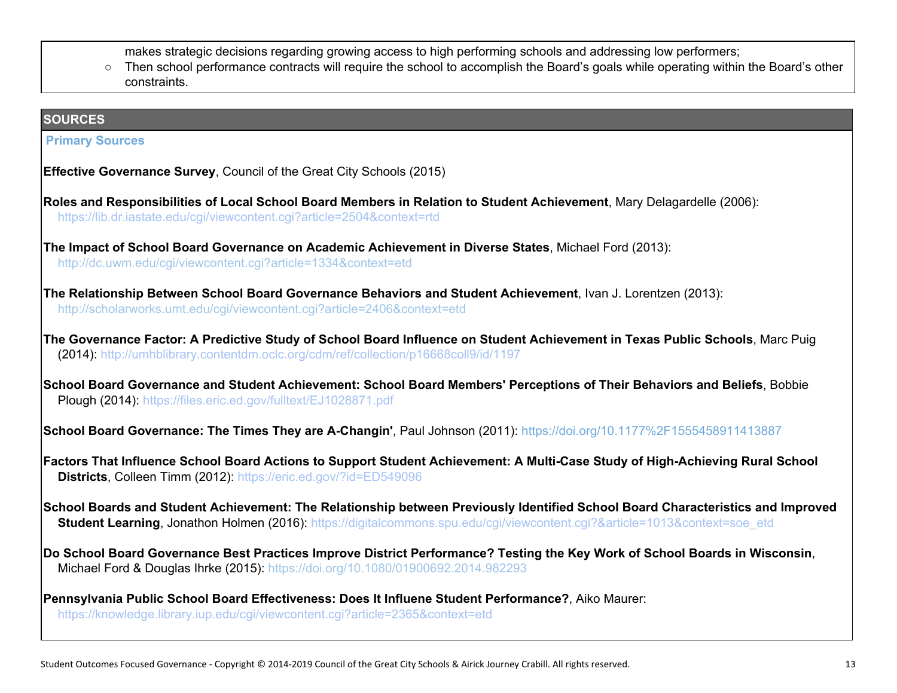makes strategic decisions regarding growing access to high performing schools and addressing low performers;

- Then school performance contracts will require the school to accomplish the Board's goals while operating within the Board's other constraints.

## SOURCES

### Primary Sources

**Effective Governance Survey**, Council of the Great City Schools (2015)

**Roles and Responsibilities of Local School Board Members in Relation to Student Achievement**, Mary Delagardelle (2006): https://lib.dr.iastate.edu/cgi/viewcontent.cgi?article=2504&context=rtd

**The Impact of School Board Governance on Academic Achievement in Diverse States**, Michael Ford (2013): http://dc.uwm.edu/cgi/viewcontent.cgi?article=1334&context=etd

**The Relationship Between School Board Governance Behaviors and Student Achievement**, Ivan J. Lorentzen (2013): http://scholarworks.umt.edu/cgi/viewcontent.cgi?article=2406&context=etd

**The Governance Factor: A Predictive Study of School Board Influence on Student Achievement in Texas Public Schools**, Marc Puig (2014): http://umhblibrary.contentdm.oclc.org/cdm/ref/collection/p16668coll9/id/1197

**School Board Governance and Student Achievement: School Board Members' Perceptions of Their Behaviors and Beliefs**, Bobbie Plough (2014): https://files.eric.ed.gov/fulltext/EJ1028871.pdf

**School Board Governance: The Times They are A-Changin'**, Paul Johnson (2011): https://doi.org/10.1177%2F1555458911413887

**Factors That Influence School Board Actions to Support Student Achievement: A Multi-Case Study of High-Achieving Rural School Districts**, Colleen Timm (2012): https://eric.ed.gov/?id=ED549096

**School Boards and Student Achievement: The Relationship between Previously Identified School Board Characteristics and Improved Student Learning**, Jonathon Holmen (2016): https://digitalcommons.spu.edu/cgi/viewcontent.cgi?&article=1013&context=soe_etd

**Do School Board Governance Best Practices Improve District Performance? Testing the Key Work of School Boards in Wisconsin**, Michael Ford & Douglas Ihrke (2015): https://doi.org/10.1080/01900692.2014.982293

**Pennsylvania Public School Board Effectiveness: Does It Influene Student Performance?**, Aiko Maurer: https://knowledge.library.iup.edu/cgi/viewcontent.cgi?article=2365&context=etd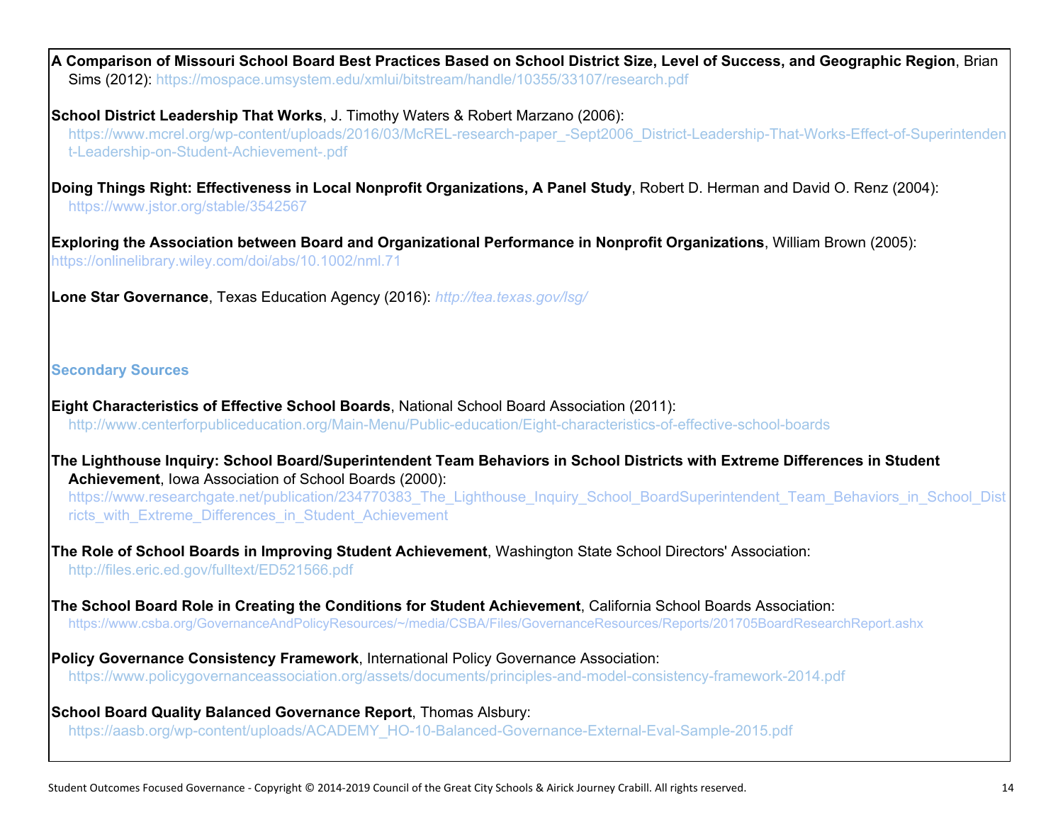**A Comparison of Missouri School Board Best Practices Based on School District Size, Level of Success, and Geographic Region**, Brian Sims (2012): https://mospace.umsystem.edu/xmlui/bitstream/handle/10355/33107/research.pdf

**School District Leadership That Works**, J. Timothy Waters & Robert Marzano (2006): https://www.mcrel.org/wp-content/uploads/2016/03/McREL-research-paper_-Sept2006_District-Leadership-That-Works-Effect-of-Superintendent-Leadership-on-Student-Achievement-.pdf

**Doing Things Right: Effectiveness in Local Nonprofit Organizations, A Panel Study**, Robert D. Herman and David O. Renz (2004): https://www.jstor.org/stable/3542567

**Exploring the Association between Board and Organizational Performance in Nonprofit Organizations**, William Brown (2005): https://onlinelibrary.wiley.com/doi/abs/10.1002/nml.71

**Lone Star Governance**, Texas Education Agency (2016): *http://tea.texas.gov/lsg/*

## Secondary Sources

**Eight Characteristics of Effective School Boards**, National School Board Association (2011): http://www.centerforpubliceducation.org/Main-Menu/Public-education/Eight-characteristics-of-effective-school-boards

**The Lighthouse Inquiry: School Board/Superintendent Team Behaviors in School Districts with Extreme Differences in Student Achievement**, Iowa Association of School Boards (2000): https://www.researchgate.net/publication/234770383_The_Lighthouse_Inquiry_School_BoardSuperintendent_Team_Behaviors_in_School_Districts_with_Extreme_Differences_in_Student_Achievement

**The Role of School Boards in Improving Student Achievement**, Washington State School Directors' Association: http://files.eric.ed.gov/fulltext/ED521566.pdf

**The School Board Role in Creating the Conditions for Student Achievement**, California School Boards Association: https://www.csba.org/GovernanceAndPolicyResources/~/media/CSBA/Files/GovernanceResources/Reports/201705BoardResearchReport.ashx

**Policy Governance Consistency Framework**, International Policy Governance Association: https://www.policygovernanceassociation.org/assets/documents/principles-and-model-consistency-framework-2014.pdf

**School Board Quality Balanced Governance Report**, Thomas Alsbury: https://aasb.org/wp-content/uploads/ACADEMY_HO-10-Balanced-Governance-External-Eval-Sample-2015.pdf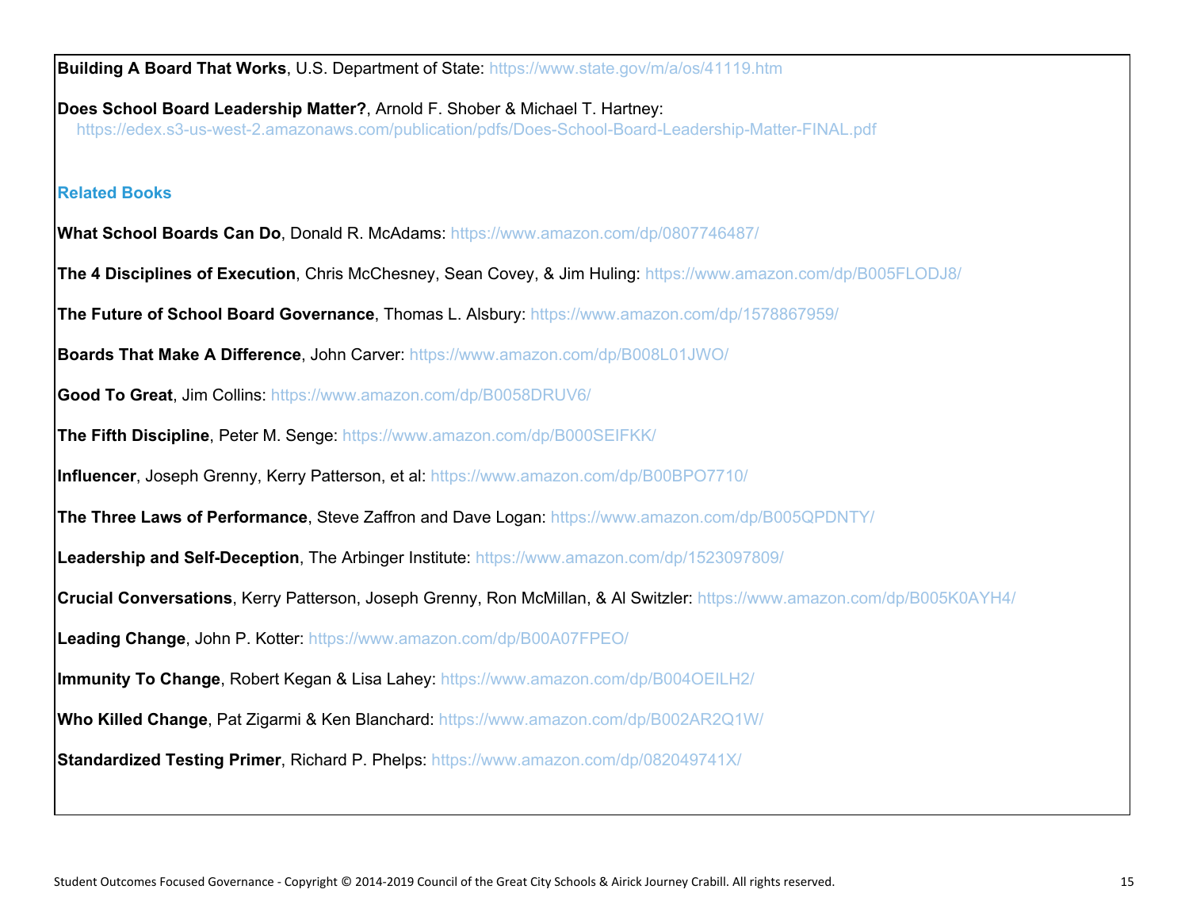**Building A Board That Works**, U.S. Department of State: https://www.state.gov/m/a/os/41119.htm

**Does School Board Leadership Matter?**, Arnold F. Shober & Michael T. Hartney: https://edex.s3-us-west-2.amazonaws.com/publication/pdfs/Does-School-Board-Leadership-Matter-FINAL.pdf

## Related Books

**What School Boards Can Do**, Donald R. McAdams: https://www.amazon.com/dp/0807746487/

**The 4 Disciplines of Execution**, Chris McChesney, Sean Covey, & Jim Huling: https://www.amazon.com/dp/B005FLODJ8/

**The Future of School Board Governance**, Thomas L. Alsbury: https://www.amazon.com/dp/1578867959/

**Boards That Make A Difference**, John Carver: https://www.amazon.com/dp/B008L01JWO/

**Good To Great**, Jim Collins: https://www.amazon.com/dp/B0058DRUV6/

**The Fifth Discipline**, Peter M. Senge: https://www.amazon.com/dp/B000SEIFKK/

**Influencer**, Joseph Grenny, Kerry Patterson, et al: https://www.amazon.com/dp/B00BPO7710/

**The Three Laws of Performance**, Steve Zaffron and Dave Logan: https://www.amazon.com/dp/B005QPDNTY/

**Leadership and Self-Deception**, The Arbinger Institute: https://www.amazon.com/dp/1523097809/

**Crucial Conversations**, Kerry Patterson, Joseph Grenny, Ron McMillan, & Al Switzler: https://www.amazon.com/dp/B005K0AYH4/

**Leading Change**, John P. Kotter: https://www.amazon.com/dp/B00A07FPEO/

**Immunity To Change**, Robert Kegan & Lisa Lahey: https://www.amazon.com/dp/B004OEILH2/

**Who Killed Change**, Pat Zigarmi & Ken Blanchard: https://www.amazon.com/dp/B002AR2Q1W/

**Standardized Testing Primer**, Richard P. Phelps: https://www.amazon.com/dp/082049741X/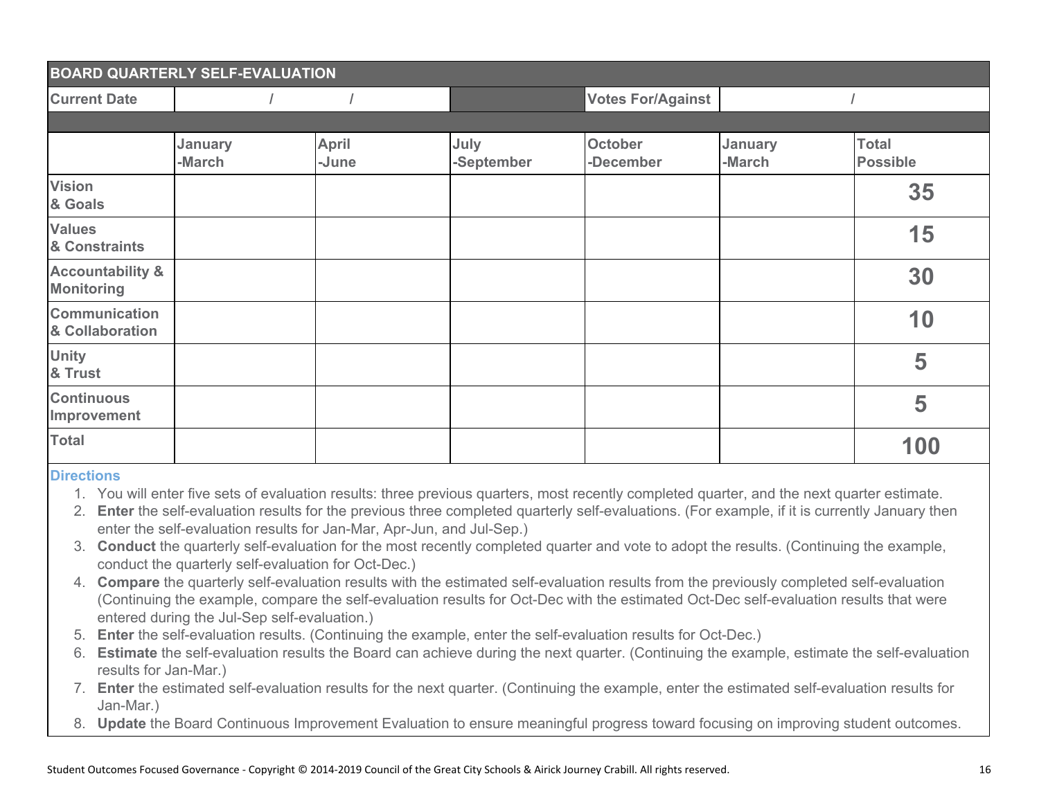| BOARD QUARTERLY SELF-EVALUATION | | | | | | |
|---|---|---|---|---|---|---|
| **Current Date** | / / | | | **Votes For/Against** | / | |
| | | | | | | |
| | **January -March** | **April -June** | **July -September** | **October -December** | **January -March** | **Total Possible** |
| **Vision & Goals** | | | | | | **35** |
| **Values & Constraints** | | | | | | **15** |
| **Accountability & Monitoring** | | | | | | **30** |
| **Communication & Collaboration** | | | | | | **10** |
| **Unity & Trust** | | | | | | **5** |
| **Continuous Improvement** | | | | | | **5** |
| **Total** | | | | | | **100** |

**Directions**

1. You will enter five sets of evaluation results: three previous quarters, most recently completed quarter, and the next quarter estimate.
2. **Enter** the self-evaluation results for the previous three completed quarterly self-evaluations. (For example, if it is currently January then enter the self-evaluation results for Jan-Mar, Apr-Jun, and Jul-Sep.)
3. **Conduct** the quarterly self-evaluation for the most recently completed quarter and vote to adopt the results. (Continuing the example, conduct the quarterly self-evaluation for Oct-Dec.)
4. **Compare** the quarterly self-evaluation results with the estimated self-evaluation results from the previously completed self-evaluation (Continuing the example, compare the self-evaluation results for Oct-Dec with the estimated Oct-Dec self-evaluation results that were entered during the Jul-Sep self-evaluation.)
5. **Enter** the self-evaluation results. (Continuing the example, enter the self-evaluation results for Oct-Dec.)
6. **Estimate** the self-evaluation results the Board can achieve during the next quarter. (Continuing the example, estimate the self-evaluation results for Jan-Mar.)
7. **Enter** the estimated self-evaluation results for the next quarter. (Continuing the example, enter the estimated self-evaluation results for Jan-Mar.)
8. **Update** the Board Continuous Improvement Evaluation to ensure meaningful progress toward focusing on improving student outcomes.

Student Outcomes Focused Governance - Copyright © 2014-2019 Council of the Great City Schools & Airick Journey Crabill. All rights reserved.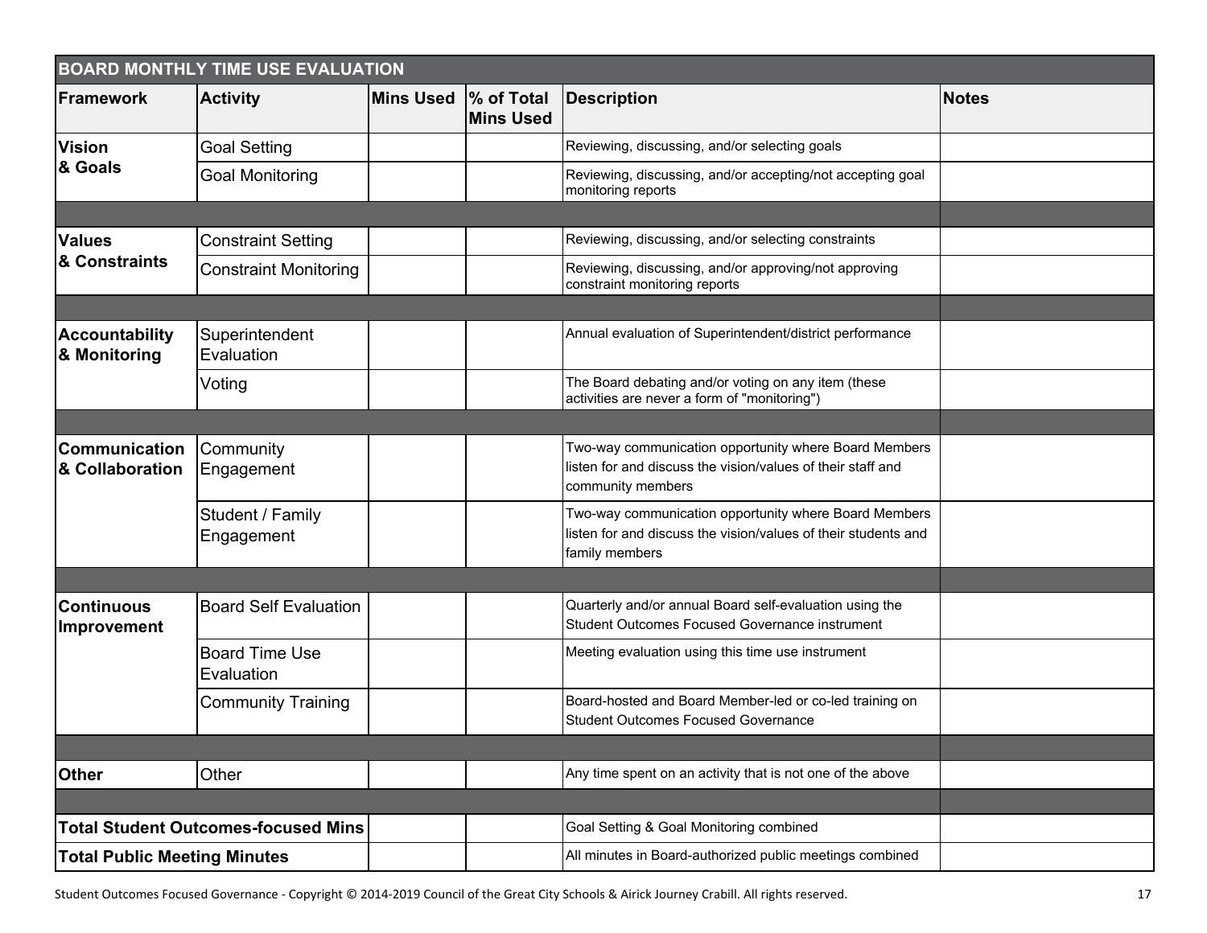## BOARD MONTHLY TIME USE EVALUATION

| Framework | Activity | Mins Used | % of Total Mins Used | Description | Notes |
|---|---|---|---|---|---|
| **Vision & Goals** | Goal Setting | | | Reviewing, discussing, and/or selecting goals | |
| | Goal Monitoring | | | Reviewing, discussing, and/or accepting/not accepting goal monitoring reports | |
| | | | | | |
| **Values & Constraints** | Constraint Setting | | | Reviewing, discussing, and/or selecting constraints | |
| | Constraint Monitoring | | | Reviewing, discussing, and/or approving/not approving constraint monitoring reports | |
| | | | | | |
| **Accountability & Monitoring** | Superintendent Evaluation | | | Annual evaluation of Superintendent/district performance | |
| | Voting | | | The Board debating and/or voting on any item (these activities are never a form of "monitoring") | |
| | | | | | |
| **Communication & Collaboration** | Community Engagement | | | Two-way communication opportunity where Board Members listen for and discuss the vision/values of their staff and community members | |
| | Student / Family Engagement | | | Two-way communication opportunity where Board Members listen for and discuss the vision/values of their students and family members | |
| | | | | | |
| **Continuous Improvement** | Board Self Evaluation | | | Quarterly and/or annual Board self-evaluation using the Student Outcomes Focused Governance instrument | |
| | Board Time Use Evaluation | | | Meeting evaluation using this time use instrument | |
| | Community Training | | | Board-hosted and Board Member-led or co-led training on Student Outcomes Focused Governance | |
| | | | | | |
| **Other** | Other | | | Any time spent on an activity that is not one of the above | |
| | | | | | |
| **Total Student Outcomes-focused Mins** | | | | Goal Setting & Goal Monitoring combined | |
| **Total Public Meeting Minutes** | | | | All minutes in Board-authorized public meetings combined | |

Student Outcomes Focused Governance - Copyright © 2014-2019 Council of the Great City Schools & Airick Journey Crabill. All rights reserved.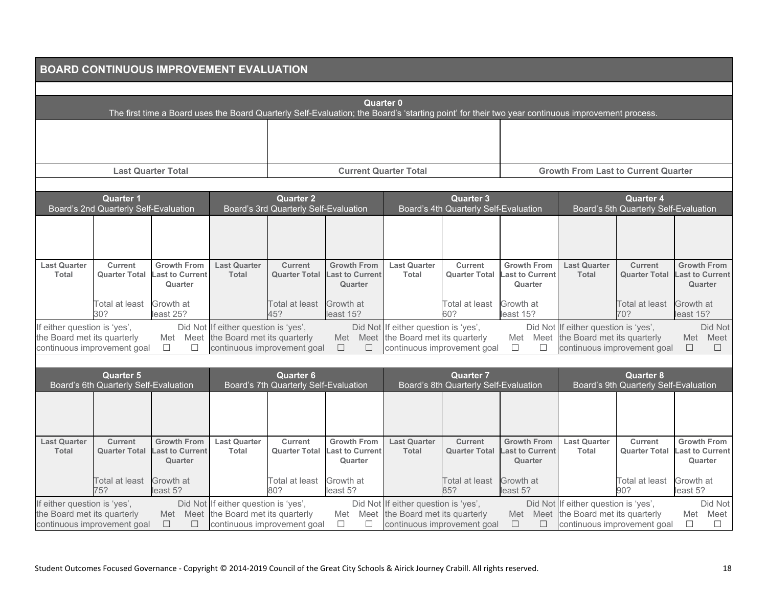## BOARD CONTINUOUS IMPROVEMENT EVALUATION

| Quarter 0 | | |
|---|---|---|
| The first time a Board uses the Board Quarterly Self-Evaluation; the Board's 'starting point' for their two year continuous improvement process. | | |
| | | |
| **Last Quarter Total** | **Current Quarter Total** | **Growth From Last to Current Quarter** |

| **Quarter 1** Board's 2nd Quarterly Self-Evaluation | | | **Quarter 2** Board's 3rd Quarterly Self-Evaluation | | | **Quarter 3** Board's 4th Quarterly Self-Evaluation | | | **Quarter 4** Board's 5th Quarterly Self-Evaluation | | |
|---|---|---|---|---|---|---|---|---|---|---|---|
| | | | | | | | | | | | |
| **Last Quarter Total** | **Current Quarter Total** | **Growth From Last to Current Quarter** | **Last Quarter Total** | **Current Quarter Total** | **Growth From Last to Current Quarter** | **Last Quarter Total** | **Current Quarter Total** | **Growth From Last to Current Quarter** | **Last Quarter Total** | **Current Quarter Total** | **Growth From Last to Current Quarter** |
| | Total at least 30? | Growth at least 25? | | Total at least 45? | Growth at least 15? | | Total at least 60? | Growth at least 15? | | Total at least 70? | Growth at least 15? |
| If either question is 'yes', the Board met its quarterly continuous improvement goal | Met ☐ | Did Not Meet ☐ | If either question is 'yes', the Board met its quarterly continuous improvement goal | Met ☐ | Did Not Meet ☐ | If either question is 'yes', the Board met its quarterly continuous improvement goal | Met ☐ | Did Not Meet ☐ | If either question is 'yes', the Board met its quarterly continuous improvement goal | Met ☐ | Did Not Meet ☐ |

| **Quarter 5** Board's 6th Quarterly Self-Evaluation | | | **Quarter 6** Board's 7th Quarterly Self-Evaluation | | | **Quarter 7** Board's 8th Quarterly Self-Evaluation | | | **Quarter 8** Board's 9th Quarterly Self-Evaluation | | |
|---|---|---|---|---|---|---|---|---|---|---|---|
| | | | | | | | | | | | |
| **Last Quarter Total** | **Current Quarter Total** | **Growth From Last to Current Quarter** | **Last Quarter Total** | **Current Quarter Total** | **Growth From Last to Current Quarter** | **Last Quarter Total** | **Current Quarter Total** | **Growth From Last to Current Quarter** | **Last Quarter Total** | **Current Quarter Total** | **Growth From Last to Current Quarter** |
| | Total at least 75? | Growth at least 5? | | Total at least 80? | Growth at least 5? | | Total at least 85? | Growth at least 5? | | Total at least 90? | Growth at least 5? |
| If either question is 'yes', the Board met its quarterly continuous improvement goal | Met ☐ | Did Not Meet ☐ | If either question is 'yes', the Board met its quarterly continuous improvement goal | Met ☐ | Did Not Meet ☐ | If either question is 'yes', the Board met its quarterly continuous improvement goal | Met ☐ | Did Not Meet ☐ | If either question is 'yes', the Board met its quarterly continuous improvement goal | Met ☐ | Did Not Meet ☐ |

Student Outcomes Focused Governance - Copyright © 2014-2019 Council of the Great City Schools & Airick Journey Crabill. All rights reserved.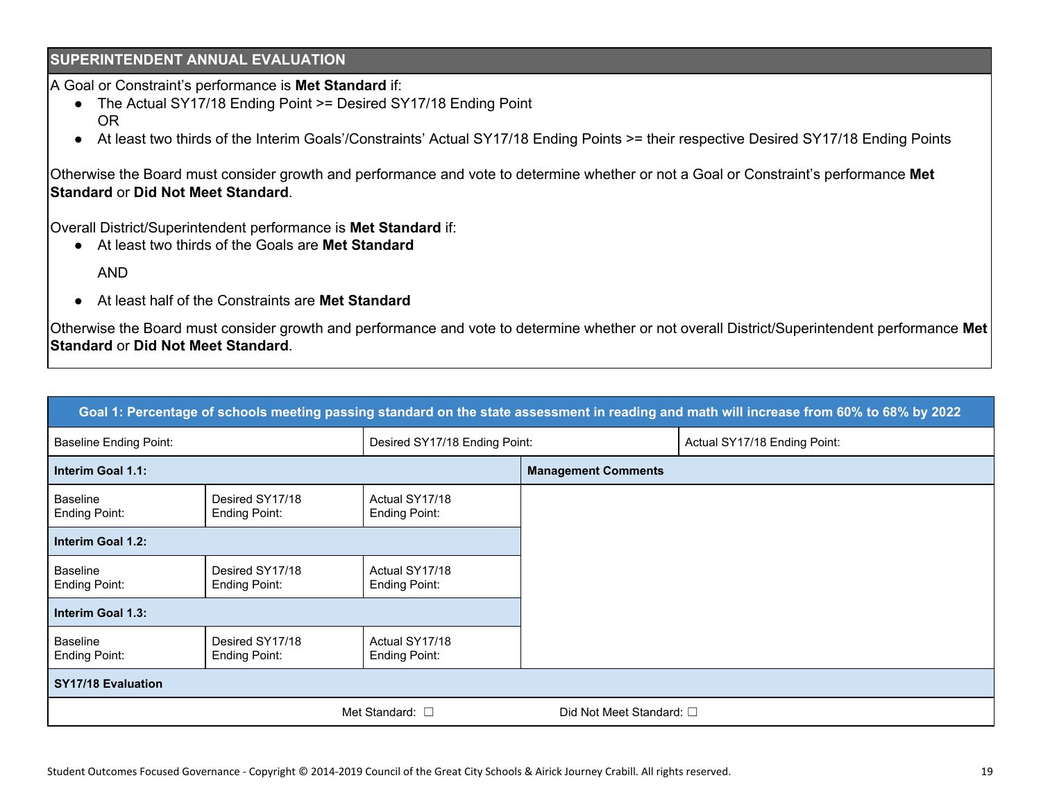## SUPERINTENDENT ANNUAL EVALUATION

A Goal or Constraint's performance is **Met Standard** if:

- The Actual SY17/18 Ending Point >= Desired SY17/18 Ending Point
  OR
- At least two thirds of the Interim Goals'/Constraints' Actual SY17/18 Ending Points >= their respective Desired SY17/18 Ending Points

Otherwise the Board must consider growth and performance and vote to determine whether or not a Goal or Constraint's performance **Met Standard** or **Did Not Meet Standard**.

Overall District/Superintendent performance is **Met Standard** if:

- At least two thirds of the Goals are **Met Standard**

  AND

- At least half of the Constraints are **Met Standard**

Otherwise the Board must consider growth and performance and vote to determine whether or not overall District/Superintendent performance **Met Standard** or **Did Not Meet Standard**.

| **Goal 1: Percentage of schools meeting passing standard on the state assessment in reading and math will increase from 60% to 68% by 2022** | | | |
|---|---|---|---|
| Baseline Ending Point: | Desired SY17/18 Ending Point: | Actual SY17/18 Ending Point: | |
| **Interim Goal 1.1:** | | | **Management Comments** |
| Baseline Ending Point: | Desired SY17/18 Ending Point: | Actual SY17/18 Ending Point: | |
| **Interim Goal 1.2:** | | | |
| Baseline Ending Point: | Desired SY17/18 Ending Point: | Actual SY17/18 Ending Point: | |
| **Interim Goal 1.3:** | | | |
| Baseline Ending Point: | Desired SY17/18 Ending Point: | Actual SY17/18 Ending Point: | |
| **SY17/18 Evaluation** | | | |
| Met Standard: ☐ | | Did Not Meet Standard: ☐ | |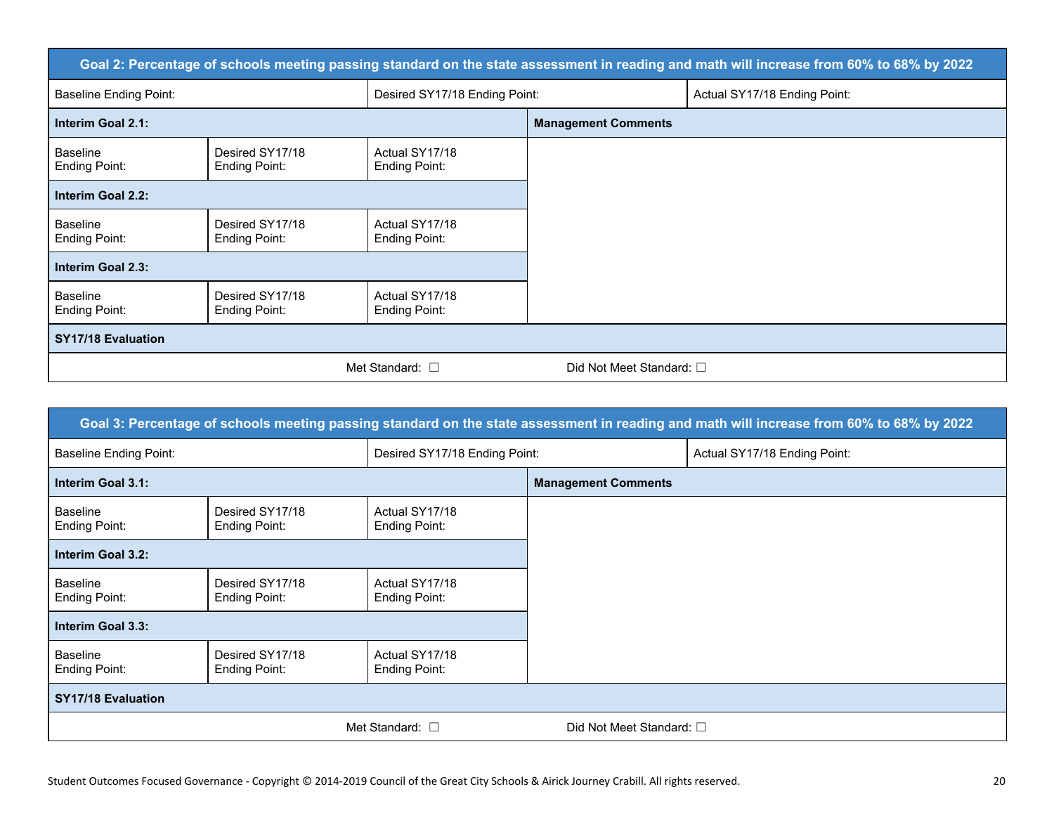| Goal 2: Percentage of schools meeting passing standard on the state assessment in reading and math will increase from 60% to 68% by 2022 | | | |
|---|---|---|---|
| Baseline Ending Point: | Desired SY17/18 Ending Point: | | Actual SY17/18 Ending Point: |
| **Interim Goal 2.1:** | | | **Management Comments** |
| Baseline Ending Point: | Desired SY17/18 Ending Point: | Actual SY17/18 Ending Point: | |
| **Interim Goal 2.2:** | | | |
| Baseline Ending Point: | Desired SY17/18 Ending Point: | Actual SY17/18 Ending Point: | |
| **Interim Goal 2.3:** | | | |
| Baseline Ending Point: | Desired SY17/18 Ending Point: | Actual SY17/18 Ending Point: | |
| **SY17/18 Evaluation** | | | |
| Met Standard: ☐ | | Did Not Meet Standard: ☐ | |

| Goal 3: Percentage of schools meeting passing standard on the state assessment in reading and math will increase from 60% to 68% by 2022 | | | |
|---|---|---|---|
| Baseline Ending Point: | Desired SY17/18 Ending Point: | | Actual SY17/18 Ending Point: |
| **Interim Goal 3.1:** | | | **Management Comments** |
| Baseline Ending Point: | Desired SY17/18 Ending Point: | Actual SY17/18 Ending Point: | |
| **Interim Goal 3.2:** | | | |
| Baseline Ending Point: | Desired SY17/18 Ending Point: | Actual SY17/18 Ending Point: | |
| **Interim Goal 3.3:** | | | |
| Baseline Ending Point: | Desired SY17/18 Ending Point: | Actual SY17/18 Ending Point: | |
| **SY17/18 Evaluation** | | | |
| Met Standard: ☐ | | Did Not Meet Standard: ☐ | |

Student Outcomes Focused Governance - Copyright © 2014-2019 Council of the Great City Schools & Airick Journey Crabill. All rights reserved.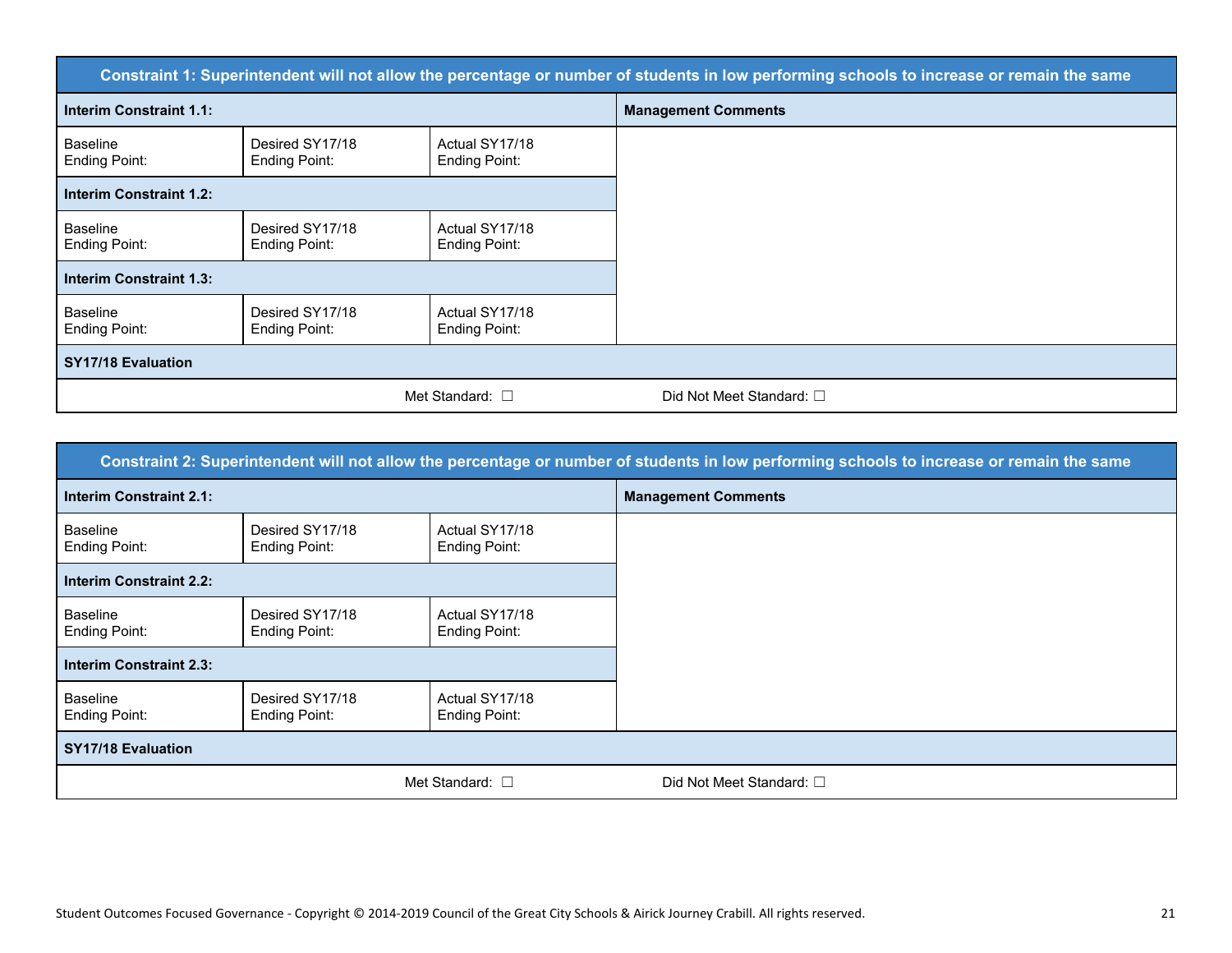| Constraint 1: Superintendent will not allow the percentage or number of students in low performing schools to increase or remain the same | | | |
|---|---|---|---|
| **Interim Constraint 1.1:** | | | **Management Comments** |
| Baseline Ending Point: | Desired SY17/18 Ending Point: | Actual SY17/18 Ending Point: | |
| **Interim Constraint 1.2:** | | | |
| Baseline Ending Point: | Desired SY17/18 Ending Point: | Actual SY17/18 Ending Point: | |
| **Interim Constraint 1.3:** | | | |
| Baseline Ending Point: | Desired SY17/18 Ending Point: | Actual SY17/18 Ending Point: | |
| **SY17/18 Evaluation** | | | |
| | Met Standard: ☐ | Did Not Meet Standard: ☐ | |

| Constraint 2: Superintendent will not allow the percentage or number of students in low performing schools to increase or remain the same | | | |
|---|---|---|---|
| **Interim Constraint 2.1:** | | | **Management Comments** |
| Baseline Ending Point: | Desired SY17/18 Ending Point: | Actual SY17/18 Ending Point: | |
| **Interim Constraint 2.2:** | | | |
| Baseline Ending Point: | Desired SY17/18 Ending Point: | Actual SY17/18 Ending Point: | |
| **Interim Constraint 2.3:** | | | |
| Baseline Ending Point: | Desired SY17/18 Ending Point: | Actual SY17/18 Ending Point: | |
| **SY17/18 Evaluation** | | | |
| | Met Standard: ☐ | Did Not Meet Standard: ☐ | |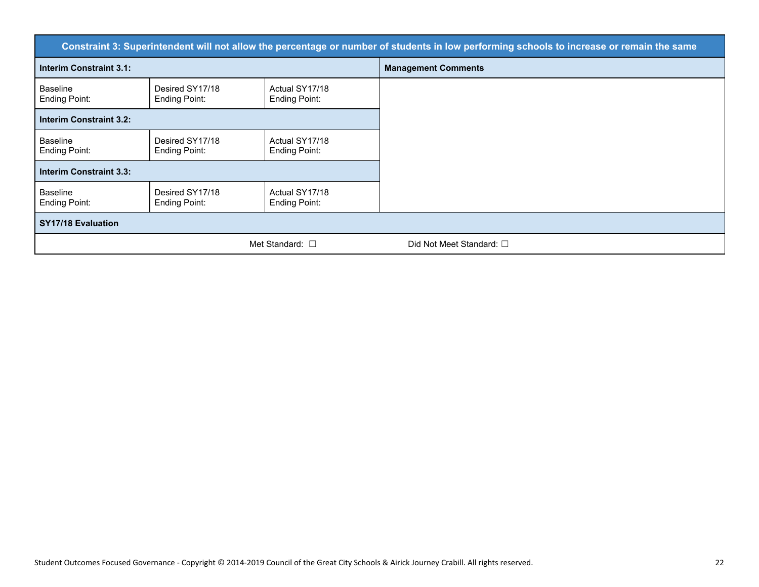| Constraint 3: Superintendent will not allow the percentage or number of students in low performing schools to increase or remain the same | | | |
|---|---|---|---|
| **Interim Constraint 3.1:** | | | **Management Comments** |
| Baseline Ending Point: | Desired SY17/18 Ending Point: | Actual SY17/18 Ending Point: | |
| **Interim Constraint 3.2:** | | | |
| Baseline Ending Point: | Desired SY17/18 Ending Point: | Actual SY17/18 Ending Point: | |
| **Interim Constraint 3.3:** | | | |
| Baseline Ending Point: | Desired SY17/18 Ending Point: | Actual SY17/18 Ending Point: | |
| **SY17/18 Evaluation** | | | |
| Met Standard: ☐ | | Did Not Meet Standard: ☐ | |